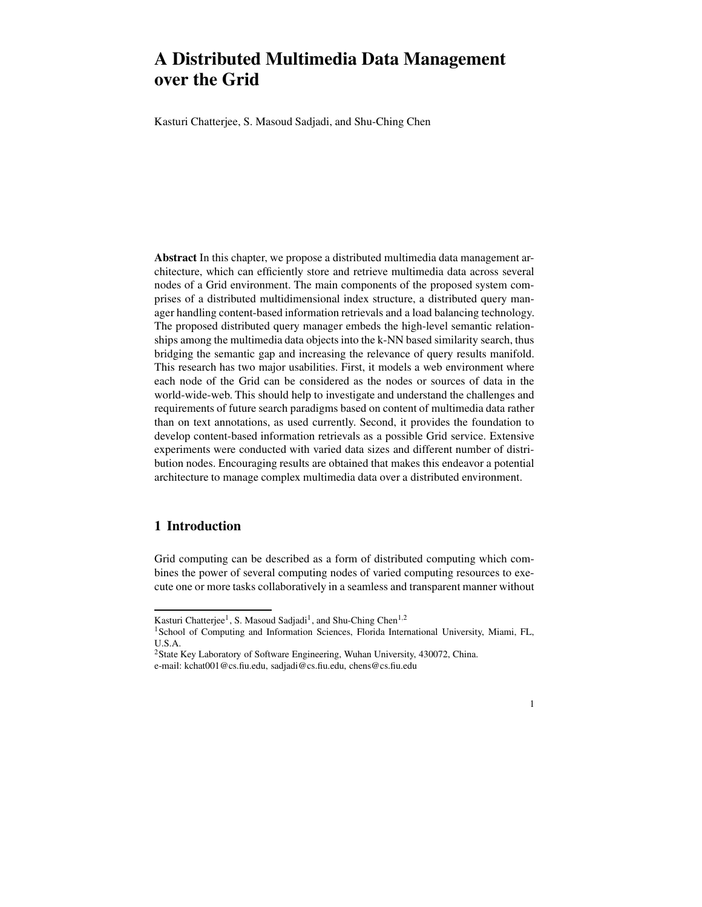# A Distributed Multimedia Data Management over the Grid

Kasturi Chatterjee, S. Masoud Sadjadi, and Shu-Ching Chen

**Abstract** In this chapter, we propose a distributed multimedia data management architecture, which can efficiently store and retrieve multimedia data across several nodes of a Grid environment. The main components of the proposed system comprises of a distributed multidimensional index structure, a distributed query manager handling content-based information retrievals and a load balancing technology. The proposed distributed query manager embeds the high-level semantic relationships among the multimedia data objects into the k-NN based similarity search, thus bridging the semantic gap and increasing the relevance of query results manifold. This research has two major usabilities. First, it models a web environment where each node of the Grid can be considered as the nodes or sources of data in the world-wide-web. This should help to investigate and understand the challenges and requirements of future search paradigms based on content of multimedia data rather than on text annotations, as used currently. Second, it provides the foundation to develop content-based information retrievals as a possible Grid service. Extensive experiments were conducted with varied data sizes and different number of distribution nodes. Encouraging results are obtained that makes this endeavor a potential architecture to manage complex multimedia data over a distributed environment.

## 1 Introduction

Grid computing can be described as a form of distributed computing which combines the power of several computing nodes of varied computing resources to execute one or more tasks collaboratively in a seamless and transparent manner without

---

Kasturi Chatterjee[1], S. Masoud Sadjadi[1], and Shu-Ching Chen[1,2]

[1] School of Computing and Information Sciences, Florida International University, Miami, FL, U.S.A.

[2] State Key Laboratory of Software Engineering, Wuhan University, 430072, China.

e-mail: kchat001@cs.fiu.edu, sadjadi@cs.fiu.edu, chens@cs.fiu.edu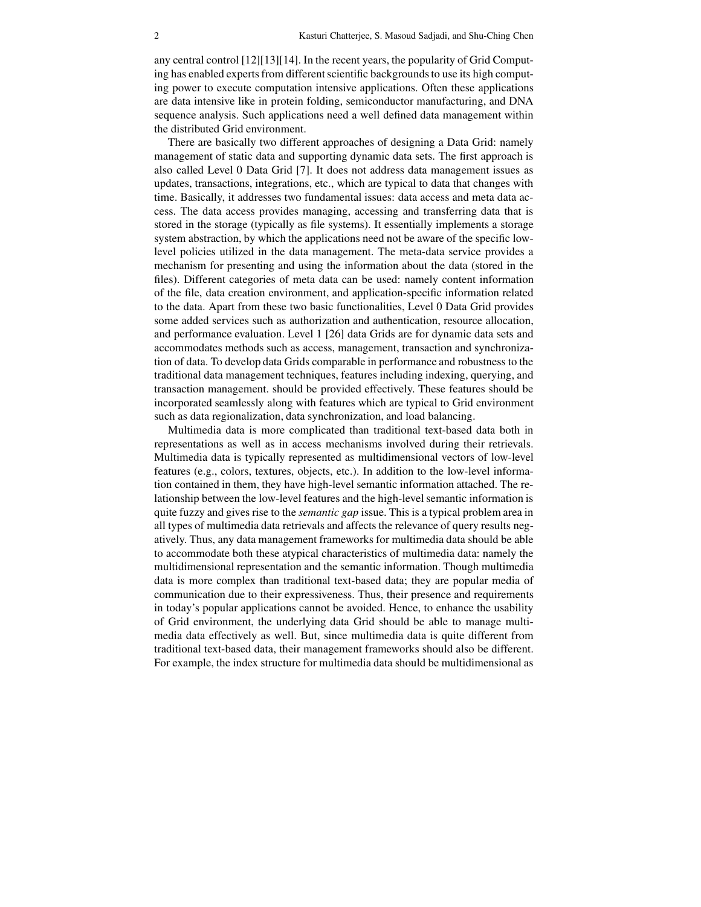any central control [12][13][14]. In the recent years, the popularity of Grid Computing has enabled experts from different scientific backgrounds to use its high computing power to execute computation intensive applications. Often these applications are data intensive like in protein folding, semiconductor manufacturing, and DNA sequence analysis. Such applications need a well defined data management within the distributed Grid environment.

There are basically two different approaches of designing a Data Grid: namely management of static data and supporting dynamic data sets. The first approach is also called Level 0 Data Grid [7]. It does not address data management issues as updates, transactions, integrations, etc., which are typical to data that changes with time. Basically, it addresses two fundamental issues: data access and meta data access. The data access provides managing, accessing and transferring data that is stored in the storage (typically as file systems). It essentially implements a storage system abstraction, by which the applications need not be aware of the specific low-level policies utilized in the data management. The meta-data service provides a mechanism for presenting and using the information about the data (stored in the files). Different categories of meta data can be used: namely content information of the file, data creation environment, and application-specific information related to the data. Apart from these two basic functionalities, Level 0 Data Grid provides some added services such as authorization and authentication, resource allocation, and performance evaluation. Level 1 [26] data Grids are for dynamic data sets and accommodates methods such as access, management, transaction and synchronization of data. To develop data Grids comparable in performance and robustness to the traditional data management techniques, features including indexing, querying, and transaction management. should be provided effectively. These features should be incorporated seamlessly along with features which are typical to Grid environment such as data regionalization, data synchronization, and load balancing.

Multimedia data is more complicated than traditional text-based data both in representations as well as in access mechanisms involved during their retrievals. Multimedia data is typically represented as multidimensional vectors of low-level features (e.g., colors, textures, objects, etc.). In addition to the low-level information contained in them, they have high-level semantic information attached. The relationship between the low-level features and the high-level semantic information is quite fuzzy and gives rise to the *semantic gap* issue. This is a typical problem area in all types of multimedia data retrievals and affects the relevance of query results negatively. Thus, any data management frameworks for multimedia data should be able to accommodate both these atypical characteristics of multimedia data: namely the multidimensional representation and the semantic information. Though multimedia data is more complex than traditional text-based data; they are popular media of communication due to their expressiveness. Thus, their presence and requirements in today's popular applications cannot be avoided. Hence, to enhance the usability of Grid environment, the underlying data Grid should be able to manage multimedia data effectively as well. But, since multimedia data is quite different from traditional text-based data, their management frameworks should also be different. For example, the index structure for multimedia data should be multidimensional as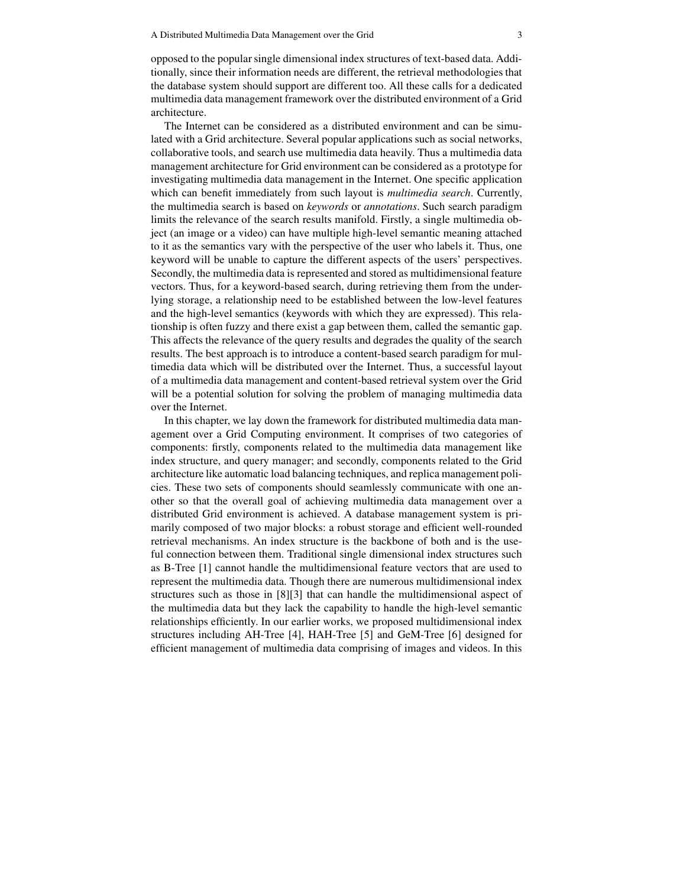opposed to the popular single dimensional index structures of text-based data. Additionally, since their information needs are different, the retrieval methodologies that the database system should support are different too. All these calls for a dedicated multimedia data management framework over the distributed environment of a Grid architecture.

The Internet can be considered as a distributed environment and can be simulated with a Grid architecture. Several popular applications such as social networks, collaborative tools, and search use multimedia data heavily. Thus a multimedia data management architecture for Grid environment can be considered as a prototype for investigating multimedia data management in the Internet. One specific application which can benefit immediately from such layout is *multimedia search*. Currently, the multimedia search is based on *keywords* or *annotations*. Such search paradigm limits the relevance of the search results manifold. Firstly, a single multimedia object (an image or a video) can have multiple high-level semantic meaning attached to it as the semantics vary with the perspective of the user who labels it. Thus, one keyword will be unable to capture the different aspects of the users' perspectives. Secondly, the multimedia data is represented and stored as multidimensional feature vectors. Thus, for a keyword-based search, during retrieving them from the underlying storage, a relationship need to be established between the low-level features and the high-level semantics (keywords with which they are expressed). This relationship is often fuzzy and there exist a gap between them, called the semantic gap. This affects the relevance of the query results and degrades the quality of the search results. The best approach is to introduce a content-based search paradigm for multimedia data which will be distributed over the Internet. Thus, a successful layout of a multimedia data management and content-based retrieval system over the Grid will be a potential solution for solving the problem of managing multimedia data over the Internet.

In this chapter, we lay down the framework for distributed multimedia data management over a Grid Computing environment. It comprises of two categories of components: firstly, components related to the multimedia data management like index structure, and query manager; and secondly, components related to the Grid architecture like automatic load balancing techniques, and replica management policies. These two sets of components should seamlessly communicate with one another so that the overall goal of achieving multimedia data management over a distributed Grid environment is achieved. A database management system is primarily composed of two major blocks: a robust storage and efficient well-rounded retrieval mechanisms. An index structure is the backbone of both and is the useful connection between them. Traditional single dimensional index structures such as B-Tree [1] cannot handle the multidimensional feature vectors that are used to represent the multimedia data. Though there are numerous multidimensional index structures such as those in [8][3] that can handle the multidimensional aspect of the multimedia data but they lack the capability to handle the high-level semantic relationships efficiently. In our earlier works, we proposed multidimensional index structures including AH-Tree [4], HAH-Tree [5] and GeM-Tree [6] designed for efficient management of multimedia data comprising of images and videos. In this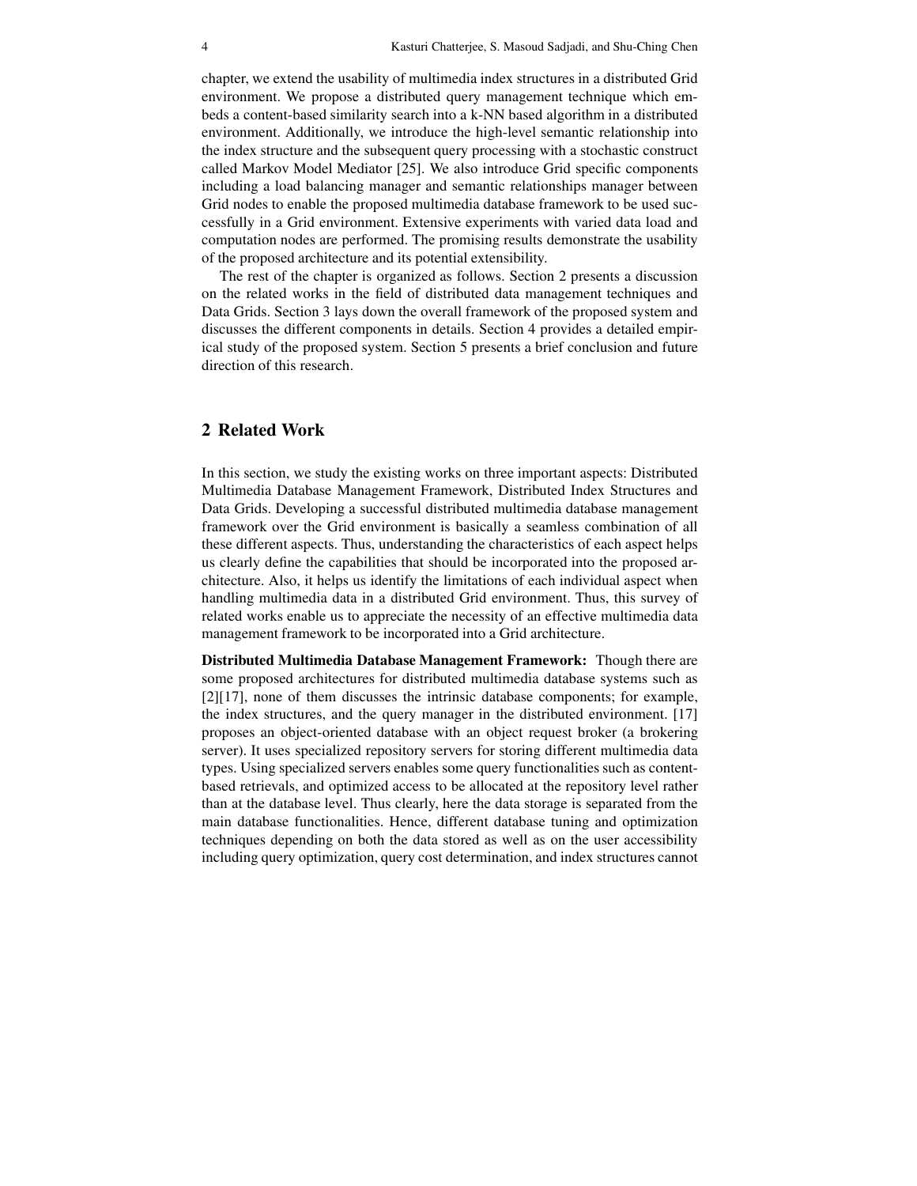chapter, we extend the usability of multimedia index structures in a distributed Grid environment. We propose a distributed query management technique which embeds a content-based similarity search into a k-NN based algorithm in a distributed environment. Additionally, we introduce the high-level semantic relationship into the index structure and the subsequent query processing with a stochastic construct called Markov Model Mediator [25]. We also introduce Grid specific components including a load balancing manager and semantic relationships manager between Grid nodes to enable the proposed multimedia database framework to be used successfully in a Grid environment. Extensive experiments with varied data load and computation nodes are performed. The promising results demonstrate the usability of the proposed architecture and its potential extensibility.

The rest of the chapter is organized as follows. Section 2 presents a discussion on the related works in the field of distributed data management techniques and Data Grids. Section 3 lays down the overall framework of the proposed system and discusses the different components in details. Section 4 provides a detailed empirical study of the proposed system. Section 5 presents a brief conclusion and future direction of this research.

## 2 Related Work

In this section, we study the existing works on three important aspects: Distributed Multimedia Database Management Framework, Distributed Index Structures and Data Grids. Developing a successful distributed multimedia database management framework over the Grid environment is basically a seamless combination of all these different aspects. Thus, understanding the characteristics of each aspect helps us clearly define the capabilities that should be incorporated into the proposed architecture. Also, it helps us identify the limitations of each individual aspect when handling multimedia data in a distributed Grid environment. Thus, this survey of related works enable us to appreciate the necessity of an effective multimedia data management framework to be incorporated into a Grid architecture.

**Distributed Multimedia Database Management Framework:** Though there are some proposed architectures for distributed multimedia database systems such as [2][17], none of them discusses the intrinsic database components; for example, the index structures, and the query manager in the distributed environment. [17] proposes an object-oriented database with an object request broker (a brokering server). It uses specialized repository servers for storing different multimedia data types. Using specialized servers enables some query functionalities such as content-based retrievals, and optimized access to be allocated at the repository level rather than at the database level. Thus clearly, here the data storage is separated from the main database functionalities. Hence, different database tuning and optimization techniques depending on both the data stored as well as on the user accessibility including query optimization, query cost determination, and index structures cannot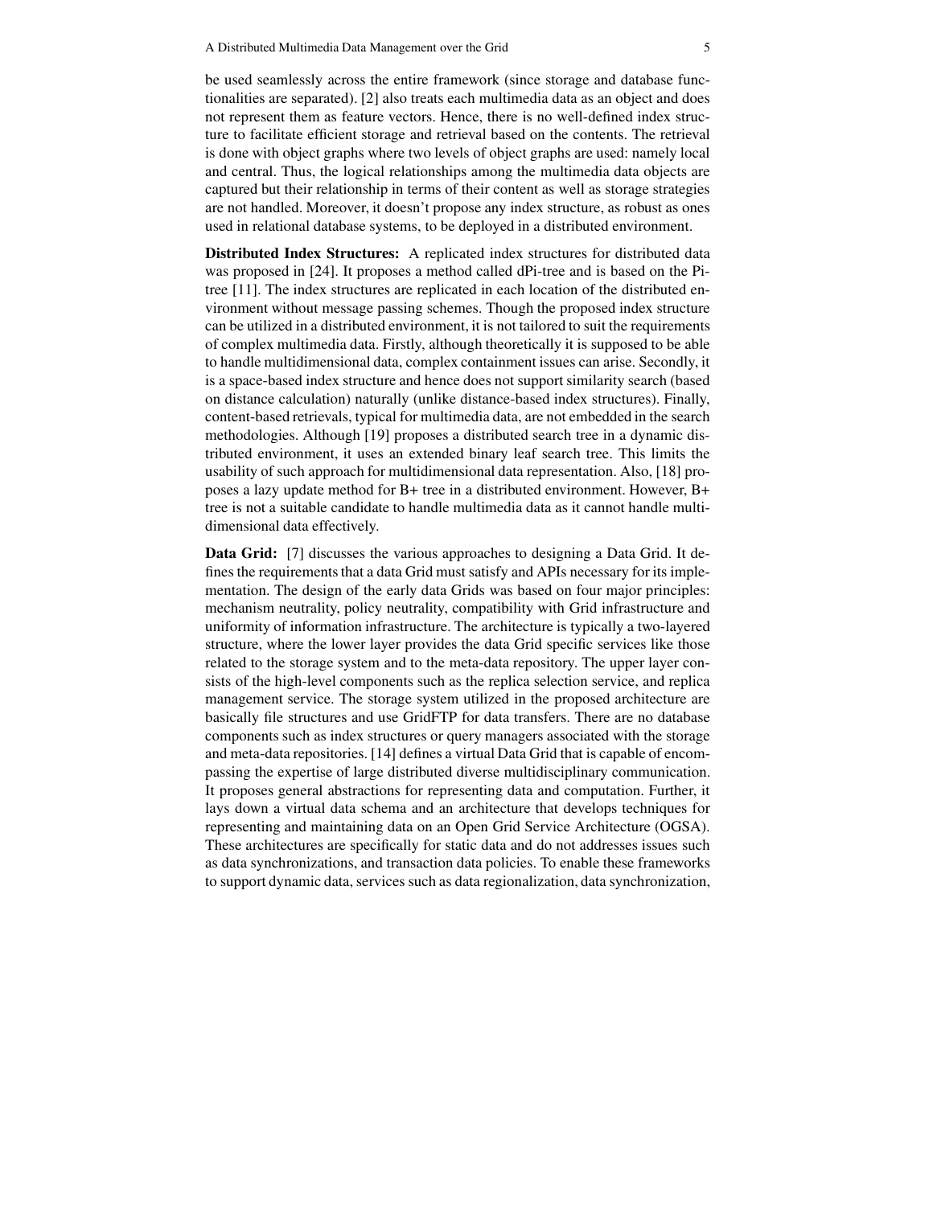be used seamlessly across the entire framework (since storage and database functionalities are separated). [2] also treats each multimedia data as an object and does not represent them as feature vectors. Hence, there is no well-defined index structure to facilitate efficient storage and retrieval based on the contents. The retrieval is done with object graphs where two levels of object graphs are used: namely local and central. Thus, the logical relationships among the multimedia data objects are captured but their relationship in terms of their content as well as storage strategies are not handled. Moreover, it doesn't propose any index structure, as robust as ones used in relational database systems, to be deployed in a distributed environment.

**Distributed Index Structures:** A replicated index structures for distributed data was proposed in [24]. It proposes a method called dPi-tree and is based on the Pi-tree [11]. The index structures are replicated in each location of the distributed environment without message passing schemes. Though the proposed index structure can be utilized in a distributed environment, it is not tailored to suit the requirements of complex multimedia data. Firstly, although theoretically it is supposed to be able to handle multidimensional data, complex containment issues can arise. Secondly, it is a space-based index structure and hence does not support similarity search (based on distance calculation) naturally (unlike distance-based index structures). Finally, content-based retrievals, typical for multimedia data, are not embedded in the search methodologies. Although [19] proposes a distributed search tree in a dynamic distributed environment, it uses an extended binary leaf search tree. This limits the usability of such approach for multidimensional data representation. Also, [18] proposes a lazy update method for B+ tree in a distributed environment. However, B+ tree is not a suitable candidate to handle multimedia data as it cannot handle multidimensional data effectively.

**Data Grid:** [7] discusses the various approaches to designing a Data Grid. It defines the requirements that a data Grid must satisfy and APIs necessary for its implementation. The design of the early data Grids was based on four major principles: mechanism neutrality, policy neutrality, compatibility with Grid infrastructure and uniformity of information infrastructure. The architecture is typically a two-layered structure, where the lower layer provides the data Grid specific services like those related to the storage system and to the meta-data repository. The upper layer consists of the high-level components such as the replica selection service, and replica management service. The storage system utilized in the proposed architecture are basically file structures and use GridFTP for data transfers. There are no database components such as index structures or query managers associated with the storage and meta-data repositories. [14] defines a virtual Data Grid that is capable of encompassing the expertise of large distributed diverse multidisciplinary communication. It proposes general abstractions for representing data and computation. Further, it lays down a virtual data schema and an architecture that develops techniques for representing and maintaining data on an Open Grid Service Architecture (OGSA). These architectures are specifically for static data and do not addresses issues such as data synchronizations, and transaction data policies. To enable these frameworks to support dynamic data, services such as data regionalization, data synchronization,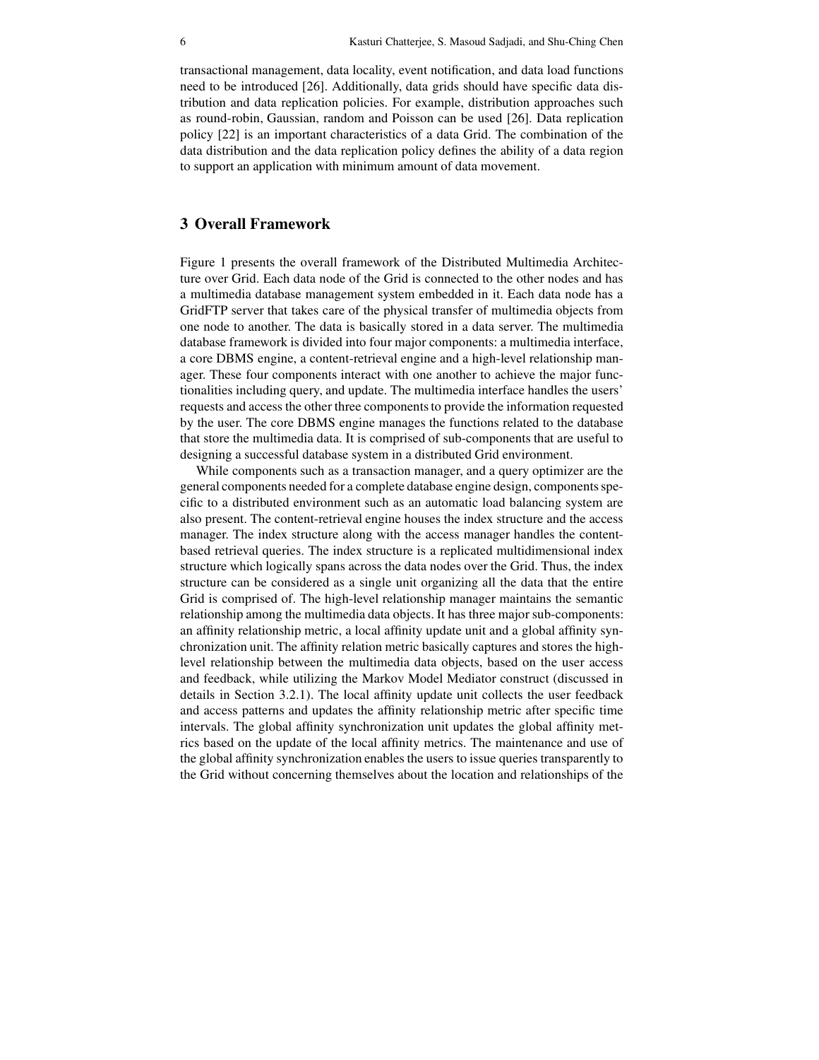transactional management, data locality, event notification, and data load functions need to be introduced [26]. Additionally, data grids should have specific data distribution and data replication policies. For example, distribution approaches such as round-robin, Gaussian, random and Poisson can be used [26]. Data replication policy [22] is an important characteristics of a data Grid. The combination of the data distribution and the data replication policy defines the ability of a data region to support an application with minimum amount of data movement.

## 3 Overall Framework

Figure 1 presents the overall framework of the Distributed Multimedia Architecture over Grid. Each data node of the Grid is connected to the other nodes and has a multimedia database management system embedded in it. Each data node has a GridFTP server that takes care of the physical transfer of multimedia objects from one node to another. The data is basically stored in a data server. The multimedia database framework is divided into four major components: a multimedia interface, a core DBMS engine, a content-retrieval engine and a high-level relationship manager. These four components interact with one another to achieve the major functionalities including query, and update. The multimedia interface handles the users' requests and access the other three components to provide the information requested by the user. The core DBMS engine manages the functions related to the database that store the multimedia data. It is comprised of sub-components that are useful to designing a successful database system in a distributed Grid environment.

While components such as a transaction manager, and a query optimizer are the general components needed for a complete database engine design, components specific to a distributed environment such as an automatic load balancing system are also present. The content-retrieval engine houses the index structure and the access manager. The index structure along with the access manager handles the content-based retrieval queries. The index structure is a replicated multidimensional index structure which logically spans across the data nodes over the Grid. Thus, the index structure can be considered as a single unit organizing all the data that the entire Grid is comprised of. The high-level relationship manager maintains the semantic relationship among the multimedia data objects. It has three major sub-components: an affinity relationship metric, a local affinity update unit and a global affinity synchronization unit. The affinity relation metric basically captures and stores the high-level relationship between the multimedia data objects, based on the user access and feedback, while utilizing the Markov Model Mediator construct (discussed in details in Section 3.2.1). The local affinity update unit collects the user feedback and access patterns and updates the affinity relationship metric after specific time intervals. The global affinity synchronization unit updates the global affinity metrics based on the update of the local affinity metrics. The maintenance and use of the global affinity synchronization enables the users to issue queries transparently to the Grid without concerning themselves about the location and relationships of the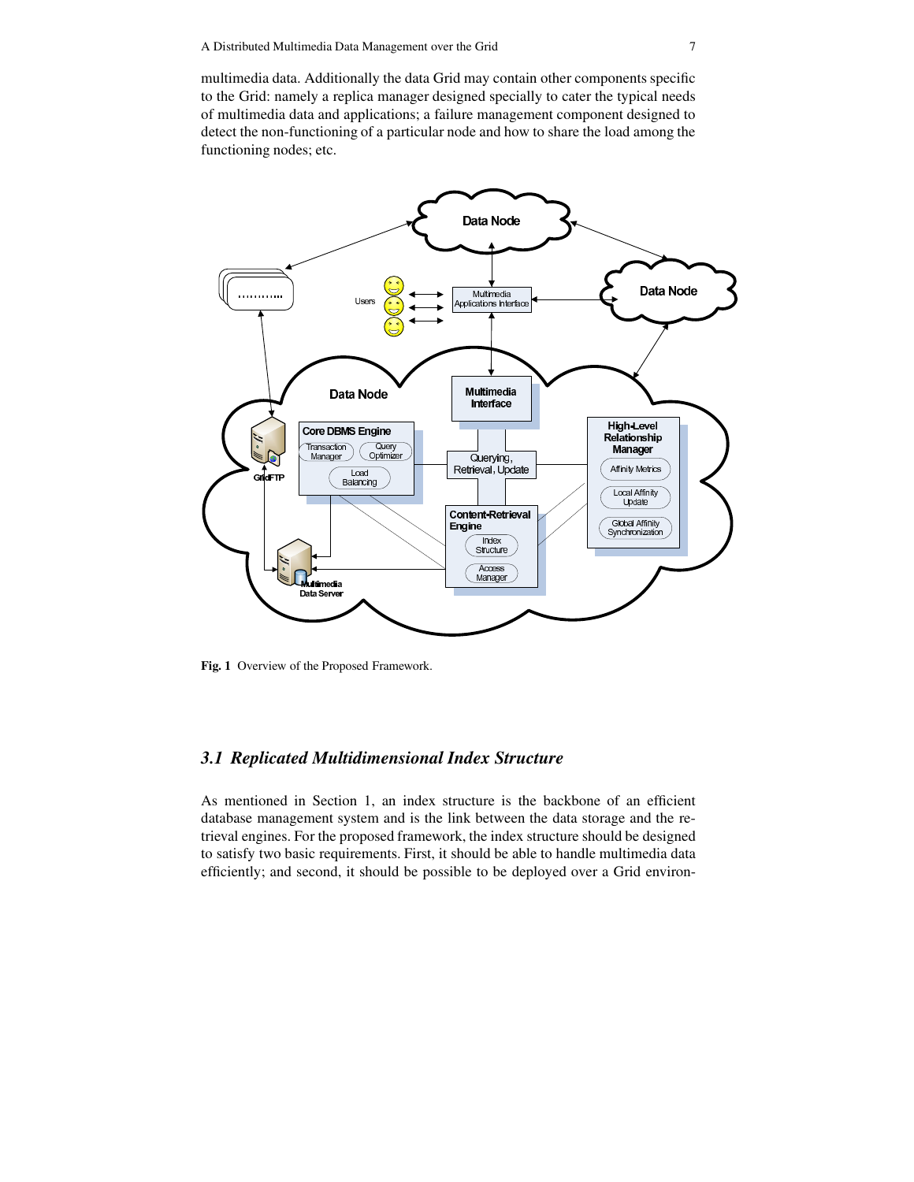multimedia data. Additionally the data Grid may contain other components specific to the Grid: namely a replica manager designed specially to cater the typical needs of multimedia data and applications; a failure management component designed to detect the non-functioning of a particular node and how to share the load among the functioning nodes; etc.

**Fig. 1** Overview of the Proposed Framework.

### *3.1 Replicated Multidimensional Index Structure*

As mentioned in Section 1, an index structure is the backbone of an efficient database management system and is the link between the data storage and the retrieval engines. For the proposed framework, the index structure should be designed to satisfy two basic requirements. First, it should be able to handle multimedia data efficiently; and second, it should be possible to be deployed over a Grid environ-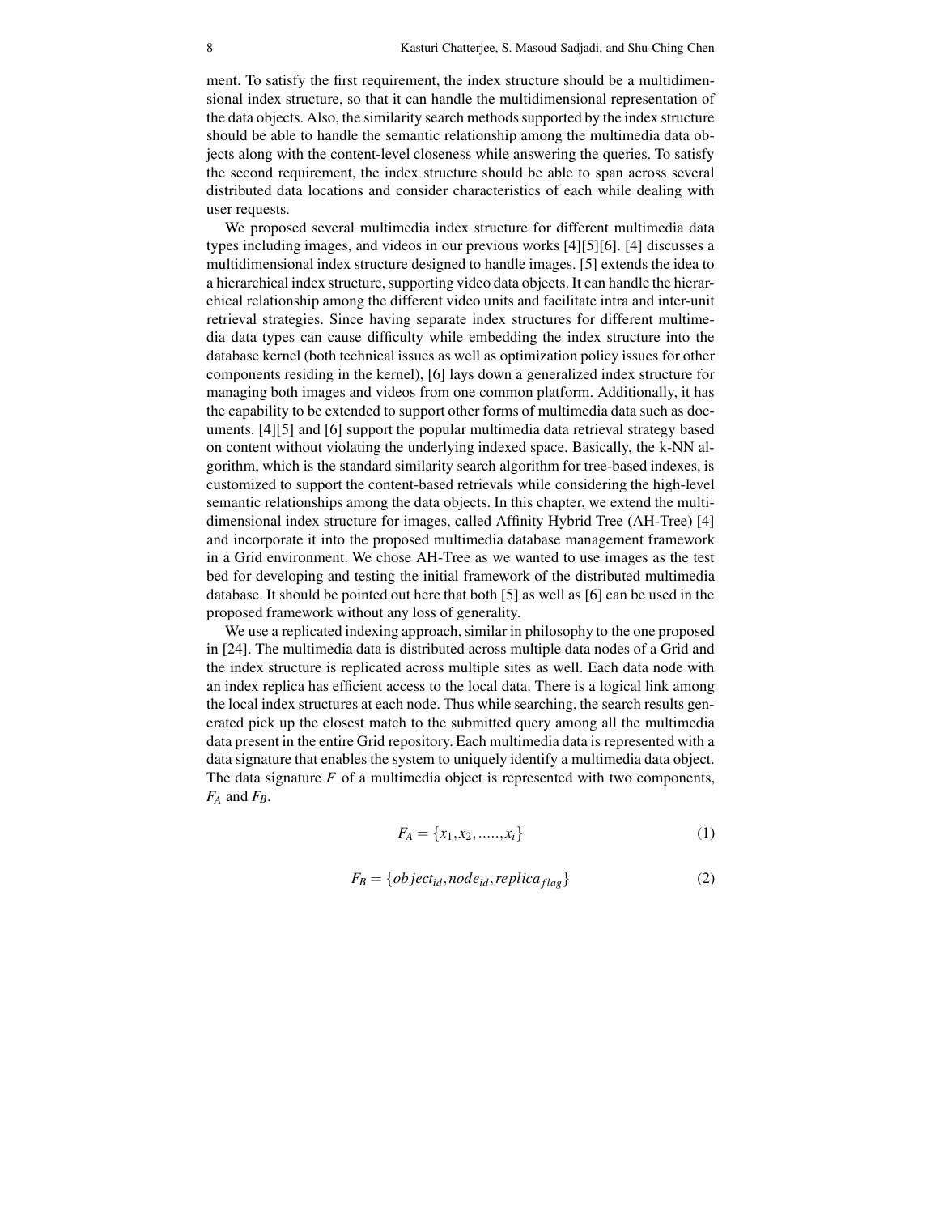ment. To satisfy the first requirement, the index structure should be a multidimensional index structure, so that it can handle the multidimensional representation of the data objects. Also, the similarity search methods supported by the index structure should be able to handle the semantic relationship among the multimedia data objects along with the content-level closeness while answering the queries. To satisfy the second requirement, the index structure should be able to span across several distributed data locations and consider characteristics of each while dealing with user requests.

We proposed several multimedia index structure for different multimedia data types including images, and videos in our previous works [4][5][6]. [4] discusses a multidimensional index structure designed to handle images. [5] extends the idea to a hierarchical index structure, supporting video data objects. It can handle the hierarchical relationship among the different video units and facilitate intra and inter-unit retrieval strategies. Since having separate index structures for different multimedia data types can cause difficulty while embedding the index structure into the database kernel (both technical issues as well as optimization policy issues for other components residing in the kernel), [6] lays down a generalized index structure for managing both images and videos from one common platform. Additionally, it has the capability to be extended to support other forms of multimedia data such as documents. [4][5] and [6] support the popular multimedia data retrieval strategy based on content without violating the underlying indexed space. Basically, the k-NN algorithm, which is the standard similarity search algorithm for tree-based indexes, is customized to support the content-based retrievals while considering the high-level semantic relationships among the data objects. In this chapter, we extend the multidimensional index structure for images, called Affinity Hybrid Tree (AH-Tree) [4] and incorporate it into the proposed multimedia database management framework in a Grid environment. We chose AH-Tree as we wanted to use images as the test bed for developing and testing the initial framework of the distributed multimedia database. It should be pointed out here that both [5] as well as [6] can be used in the proposed framework without any loss of generality.

We use a replicated indexing approach, similar in philosophy to the one proposed in [24]. The multimedia data is distributed across multiple data nodes of a Grid and the index structure is replicated across multiple sites as well. Each data node with an index replica has efficient access to the local data. There is a logical link among the local index structures at each node. Thus while searching, the search results generated pick up the closest match to the submitted query among all the multimedia data present in the entire Grid repository. Each multimedia data is represented with a data signature that enables the system to uniquely identify a multimedia data object. The data signature $F$ of a multimedia object is represented with two components, $F_A$ and $F_B$.

$$F_A = \{x_1, x_2, \ldots.., x_i\} \tag{1}$$

$$F_B = \{object_{id}, node_{id}, replica_{flag}\} \tag{2}$$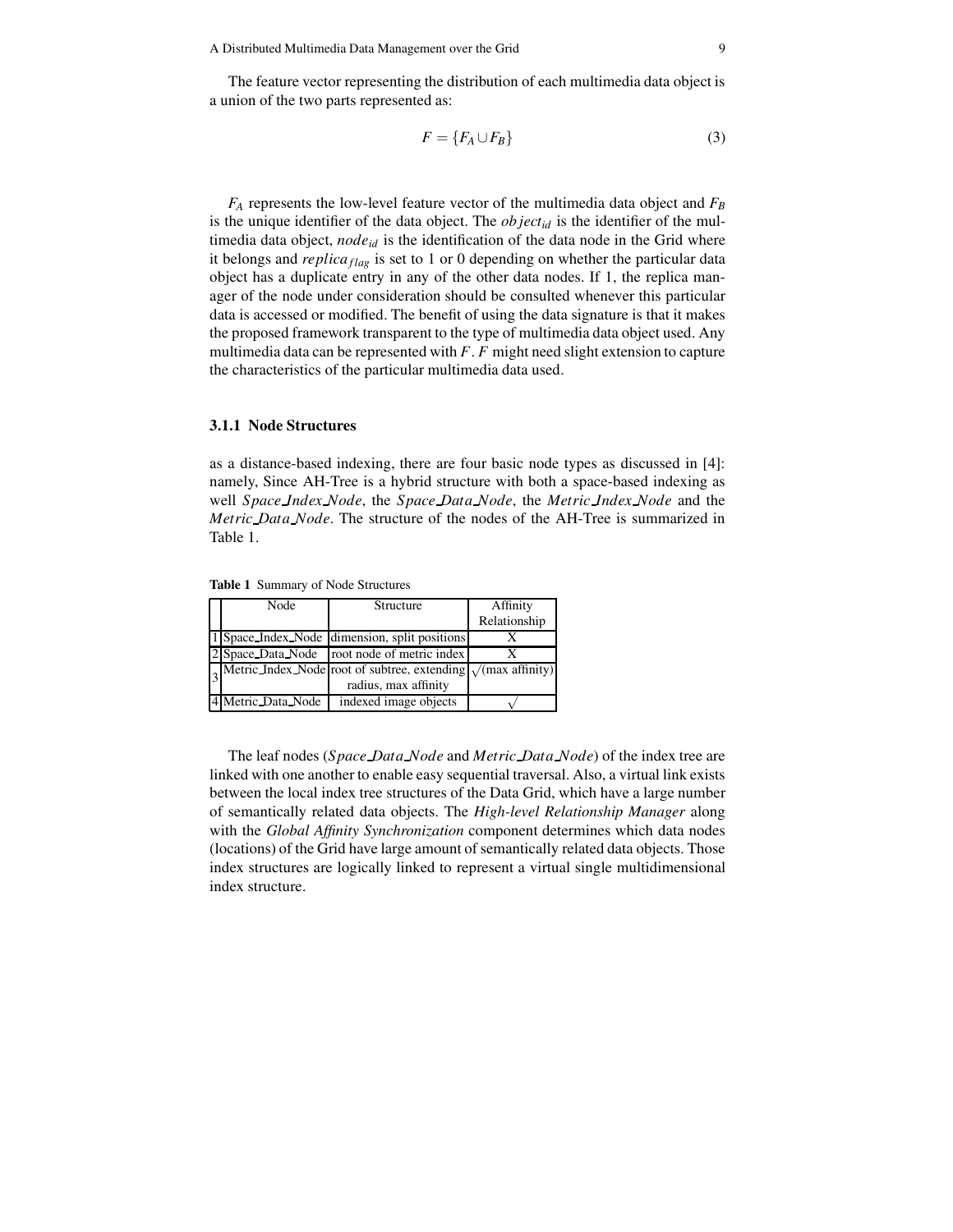The feature vector representing the distribution of each multimedia data object is a union of the two parts represented as:

$$F = \{F_A \cup F_B\} \tag{3}$$

$F_A$ represents the low-level feature vector of the multimedia data object and $F_B$ is the unique identifier of the data object. The $object_{id}$ is the identifier of the multimedia data object, $node_{id}$ is the identification of the data node in the Grid where it belongs and $replica_{flag}$ is set to 1 or 0 depending on whether the particular data object has a duplicate entry in any of the other data nodes. If 1, the replica manager of the node under consideration should be consulted whenever this particular data is accessed or modified. The benefit of using the data signature is that it makes the proposed framework transparent to the type of multimedia data object used. Any multimedia data can be represented with $F$. $F$ might need slight extension to capture the characteristics of the particular multimedia data used.

### 3.1.1 Node Structures

as a distance-based indexing, there are four basic node types as discussed in [4]: namely, Since AH-Tree is a hybrid structure with both a space-based indexing as well *Space_Index_Node*, the *Space_Data_Node*, the *Metric_Index_Node* and the *Metric_Data_Node*. The structure of the nodes of the AH-Tree is summarized in Table 1.

**Table 1** Summary of Node Structures

| | Node | Structure | Affinity Relationship |
|---|---|---|---|
| 1 | Space_Index_Node | dimension, split positions | X |
| 2 | Space_Data_Node | root node of metric index | X |
| 3 | Metric_Index_Node | root of subtree, extending radius, max affinity | √(max affinity) |
| 4 | Metric_Data_Node | indexed image objects | √ |

The leaf nodes (*Space_Data_Node* and *Metric_Data_Node*) of the index tree are linked with one another to enable easy sequential traversal. Also, a virtual link exists between the local index tree structures of the Data Grid, which have a large number of semantically related data objects. The *High-level Relationship Manager* along with the *Global Affinity Synchronization* component determines which data nodes (locations) of the Grid have large amount of semantically related data objects. Those index structures are logically linked to represent a virtual single multidimensional index structure.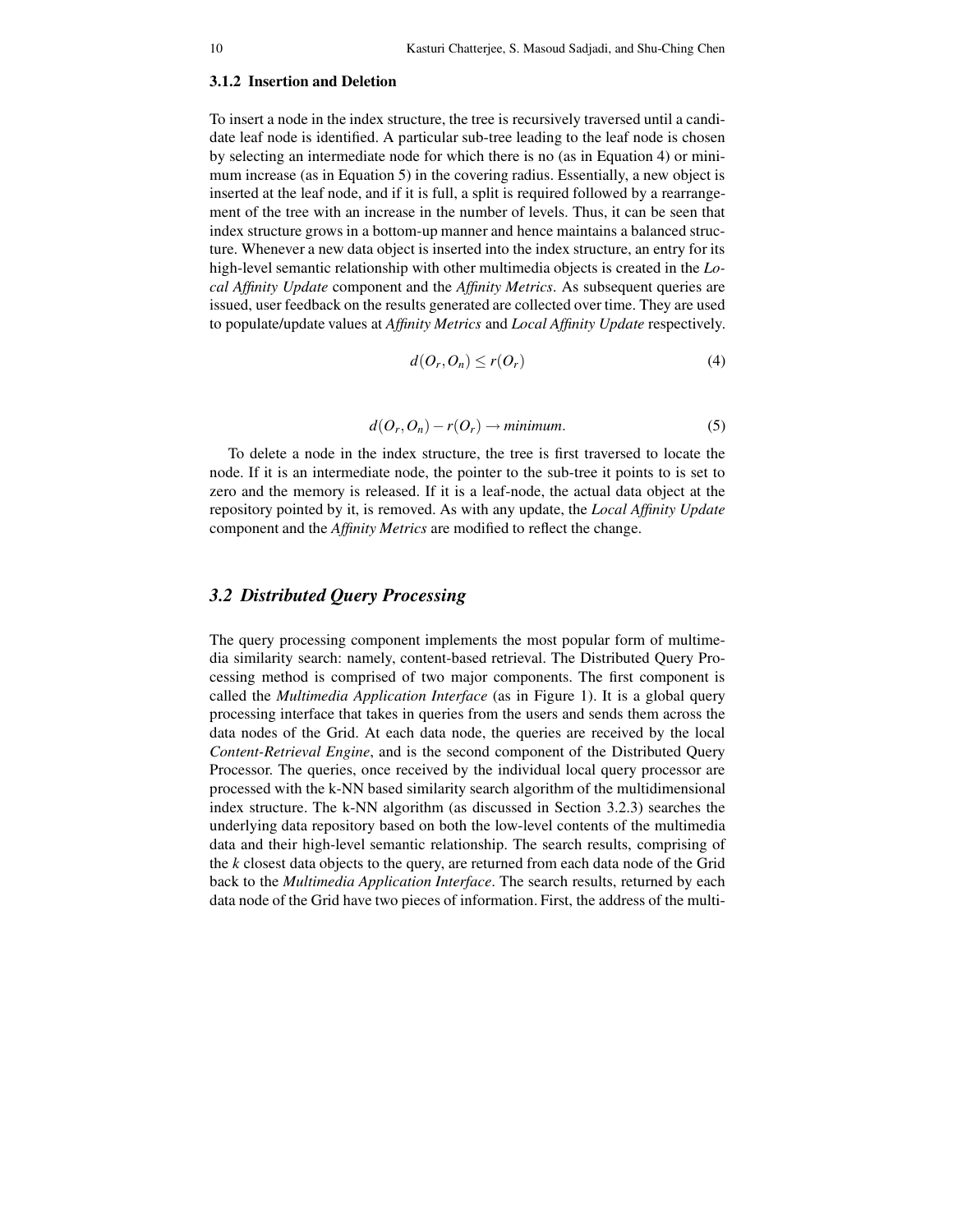### 3.1.2 Insertion and Deletion

To insert a node in the index structure, the tree is recursively traversed until a candidate leaf node is identified. A particular sub-tree leading to the leaf node is chosen by selecting an intermediate node for which there is no (as in Equation 4) or minimum increase (as in Equation 5) in the covering radius. Essentially, a new object is inserted at the leaf node, and if it is full, a split is required followed by a rearrangement of the tree with an increase in the number of levels. Thus, it can be seen that index structure grows in a bottom-up manner and hence maintains a balanced structure. Whenever a new data object is inserted into the index structure, an entry for its high-level semantic relationship with other multimedia objects is created in the *Local Affinity Update* component and the *Affinity Metrics*. As subsequent queries are issued, user feedback on the results generated are collected over time. They are used to populate/update values at *Affinity Metrics* and *Local Affinity Update* respectively.

$$d(O_r, O_n) \leq r(O_r) \tag{4}$$

$$d(O_r, O_n) - r(O_r) \rightarrow \mathit{minimum}. \tag{5}$$

To delete a node in the index structure, the tree is first traversed to locate the node. If it is an intermediate node, the pointer to the sub-tree it points to is set to zero and the memory is released. If it is a leaf-node, the actual data object at the repository pointed by it, is removed. As with any update, the *Local Affinity Update* component and the *Affinity Metrics* are modified to reflect the change.

## 3.2 Distributed Query Processing

The query processing component implements the most popular form of multimedia similarity search: namely, content-based retrieval. The Distributed Query Processing method is comprised of two major components. The first component is called the *Multimedia Application Interface* (as in Figure 1). It is a global query processing interface that takes in queries from the users and sends them across the data nodes of the Grid. At each data node, the queries are received by the local *Content-Retrieval Engine*, and is the second component of the Distributed Query Processor. The queries, once received by the individual local query processor are processed with the k-NN based similarity search algorithm of the multidimensional index structure. The k-NN algorithm (as discussed in Section 3.2.3) searches the underlying data repository based on both the low-level contents of the multimedia data and their high-level semantic relationship. The search results, comprising of the $k$ closest data objects to the query, are returned from each data node of the Grid back to the *Multimedia Application Interface*. The search results, returned by each data node of the Grid have two pieces of information. First, the address of the multi-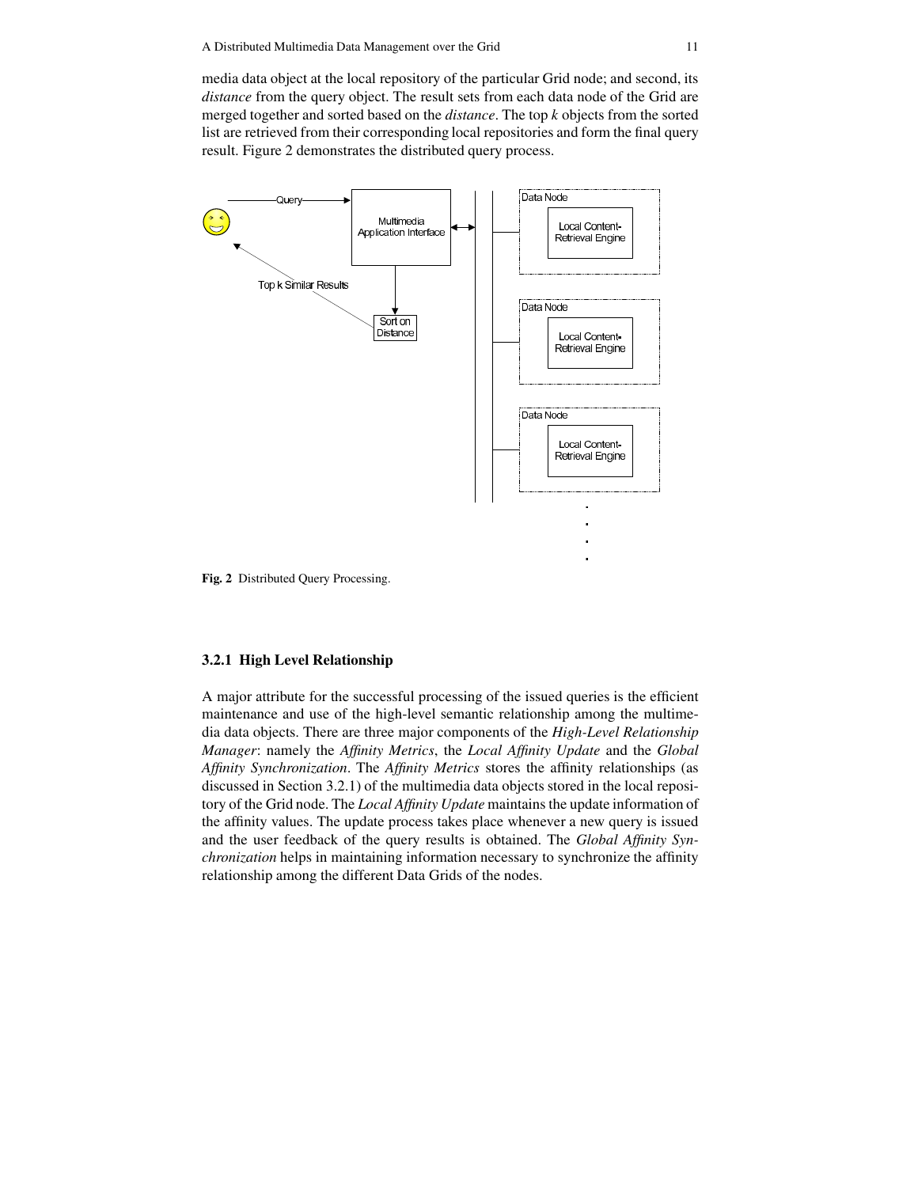media data object at the local repository of the particular Grid node; and second, its *distance* from the query object. The result sets from each data node of the Grid are merged together and sorted based on the *distance*. The top *k* objects from the sorted list are retrieved from their corresponding local repositories and form the final query result. Figure 2 demonstrates the distributed query process.

**Fig. 2** Distributed Query Processing.

### 3.2.1 High Level Relationship

A major attribute for the successful processing of the issued queries is the efficient maintenance and use of the high-level semantic relationship among the multimedia data objects. There are three major components of the *High-Level Relationship Manager*: namely the *Affinity Metrics*, the *Local Affinity Update* and the *Global Affinity Synchronization*. The *Affinity Metrics* stores the affinity relationships (as discussed in Section 3.2.1) of the multimedia data objects stored in the local repository of the Grid node. The *Local Affinity Update* maintains the update information of the affinity values. The update process takes place whenever a new query is issued and the user feedback of the query results is obtained. The *Global Affinity Synchronization* helps in maintaining information necessary to synchronize the affinity relationship among the different Data Grids of the nodes.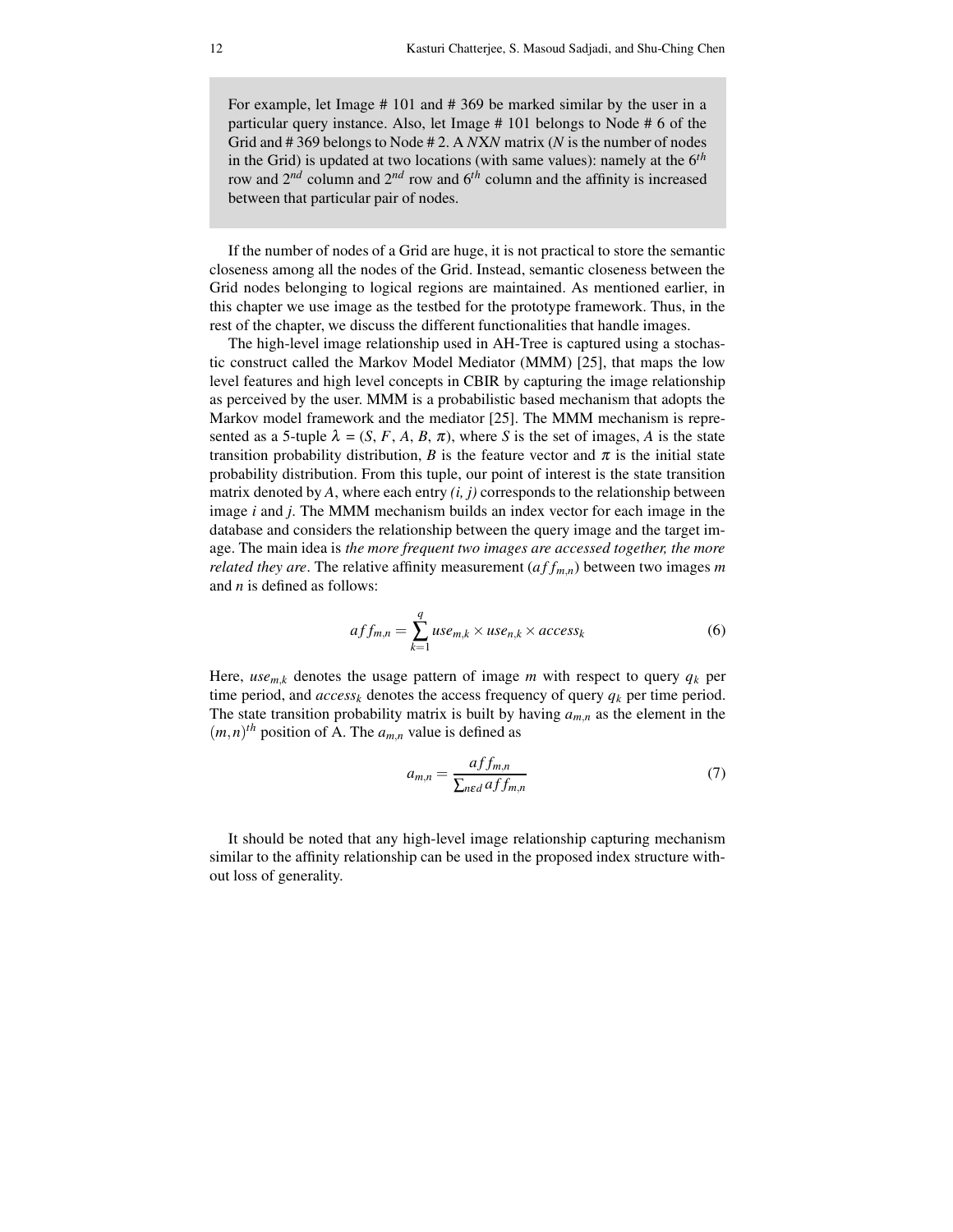For example, let Image # 101 and # 369 be marked similar by the user in a particular query instance. Also, let Image # 101 belongs to Node # 6 of the Grid and # 369 belongs to Node # 2. A *NXN* matrix (*N* is the number of nodes in the Grid) is updated at two locations (with same values): namely at the $6^{th}$ row and $2^{nd}$ column and $2^{nd}$ row and $6^{th}$ column and the affinity is increased between that particular pair of nodes.

If the number of nodes of a Grid are huge, it is not practical to store the semantic closeness among all the nodes of the Grid. Instead, semantic closeness between the Grid nodes belonging to logical regions are maintained. As mentioned earlier, in this chapter we use image as the testbed for the prototype framework. Thus, in the rest of the chapter, we discuss the different functionalities that handle images.

The high-level image relationship used in AH-Tree is captured using a stochastic construct called the Markov Model Mediator (MMM) [25], that maps the low level features and high level concepts in CBIR by capturing the image relationship as perceived by the user. MMM is a probabilistic based mechanism that adopts the Markov model framework and the mediator [25]. The MMM mechanism is represented as a 5-tuple $\lambda = (S, F, A, B, \pi)$, where $S$ is the set of images, $A$ is the state transition probability distribution, $B$ is the feature vector and $\pi$ is the initial state probability distribution. From this tuple, our point of interest is the state transition matrix denoted by $A$, where each entry $(i, j)$ corresponds to the relationship between image $i$ and $j$. The MMM mechanism builds an index vector for each image in the database and considers the relationship between the query image and the target image. The main idea is *the more frequent two images are accessed together, the more related they are*. The relative affinity measurement ($aff_{m,n}$) between two images $m$ and $n$ is defined as follows:

$$aff_{m,n} = \sum_{k=1}^{q} use_{m,k} \times use_{n,k} \times access_k \tag{6}$$

Here, $use_{m,k}$ denotes the usage pattern of image $m$ with respect to query $q_k$ per time period, and $access_k$ denotes the access frequency of query $q_k$ per time period. The state transition probability matrix is built by having $a_{m,n}$ as the element in the $(m,n)^{th}$ position of A. The $a_{m,n}$ value is defined as

$$a_{m,n} = \frac{aff_{m,n}}{\sum_{n \epsilon d} aff_{m,n}} \tag{7}$$

It should be noted that any high-level image relationship capturing mechanism similar to the affinity relationship can be used in the proposed index structure without loss of generality.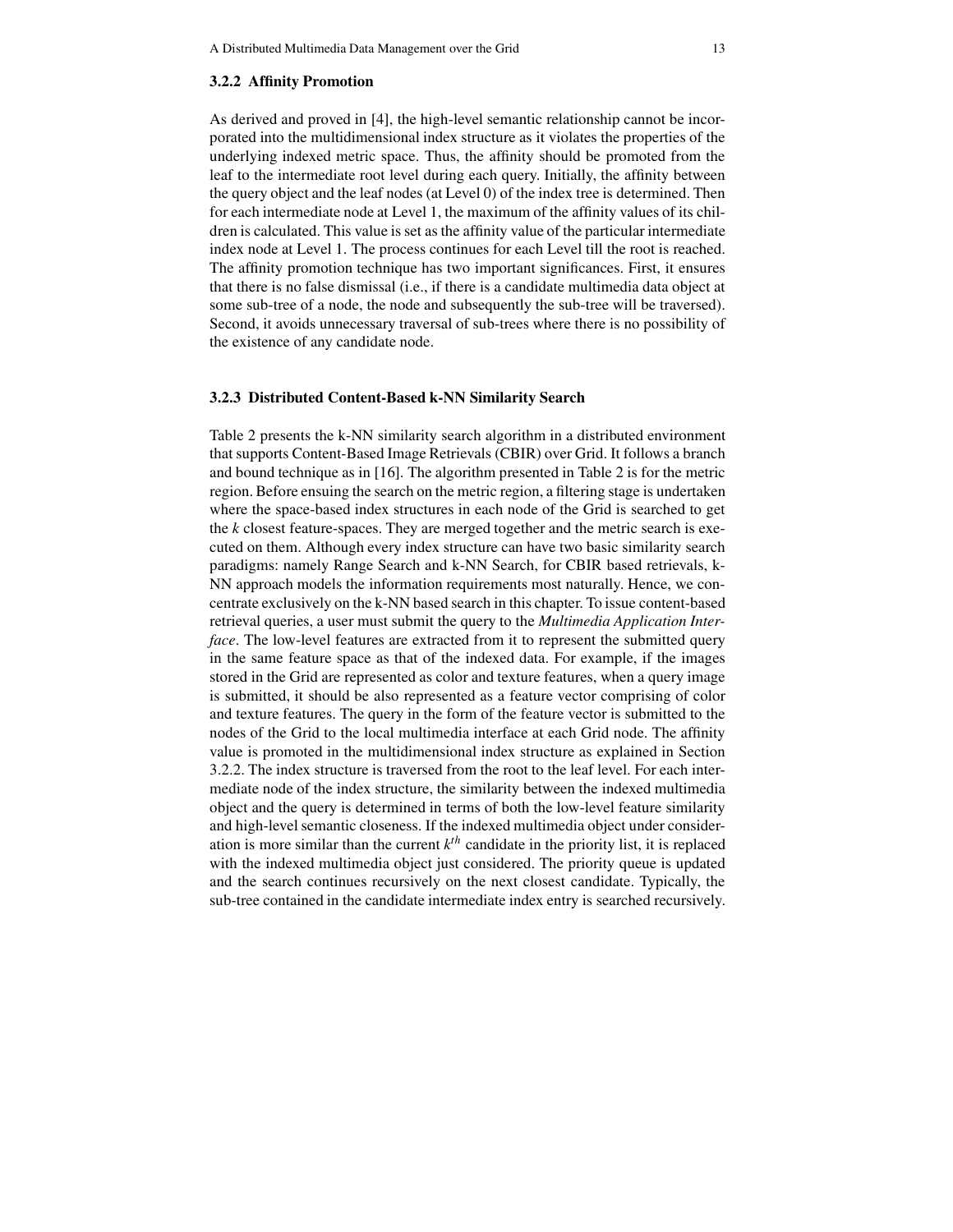### 3.2.2 Affinity Promotion

As derived and proved in [4], the high-level semantic relationship cannot be incorporated into the multidimensional index structure as it violates the properties of the underlying indexed metric space. Thus, the affinity should be promoted from the leaf to the intermediate root level during each query. Initially, the affinity between the query object and the leaf nodes (at Level 0) of the index tree is determined. Then for each intermediate node at Level 1, the maximum of the affinity values of its children is calculated. This value is set as the affinity value of the particular intermediate index node at Level 1. The process continues for each Level till the root is reached. The affinity promotion technique has two important significances. First, it ensures that there is no false dismissal (i.e., if there is a candidate multimedia data object at some sub-tree of a node, the node and subsequently the sub-tree will be traversed). Second, it avoids unnecessary traversal of sub-trees where there is no possibility of the existence of any candidate node.

### 3.2.3 Distributed Content-Based k-NN Similarity Search

Table 2 presents the k-NN similarity search algorithm in a distributed environment that supports Content-Based Image Retrievals (CBIR) over Grid. It follows a branch and bound technique as in [16]. The algorithm presented in Table 2 is for the metric region. Before ensuing the search on the metric region, a filtering stage is undertaken where the space-based index structures in each node of the Grid is searched to get the *k* closest feature-spaces. They are merged together and the metric search is executed on them. Although every index structure can have two basic similarity search paradigms: namely Range Search and k-NN Search, for CBIR based retrievals, k-NN approach models the information requirements most naturally. Hence, we concentrate exclusively on the k-NN based search in this chapter. To issue content-based retrieval queries, a user must submit the query to the *Multimedia Application Interface*. The low-level features are extracted from it to represent the submitted query in the same feature space as that of the indexed data. For example, if the images stored in the Grid are represented as color and texture features, when a query image is submitted, it should be also represented as a feature vector comprising of color and texture features. The query in the form of the feature vector is submitted to the nodes of the Grid to the local multimedia interface at each Grid node. The affinity value is promoted in the multidimensional index structure as explained in Section 3.2.2. The index structure is traversed from the root to the leaf level. For each intermediate node of the index structure, the similarity between the indexed multimedia object and the query is determined in terms of both the low-level feature similarity and high-level semantic closeness. If the indexed multimedia object under consideration is more similar than the current $k^{th}$ candidate in the priority list, it is replaced with the indexed multimedia object just considered. The priority queue is updated and the search continues recursively on the next closest candidate. Typically, the sub-tree contained in the candidate intermediate index entry is searched recursively.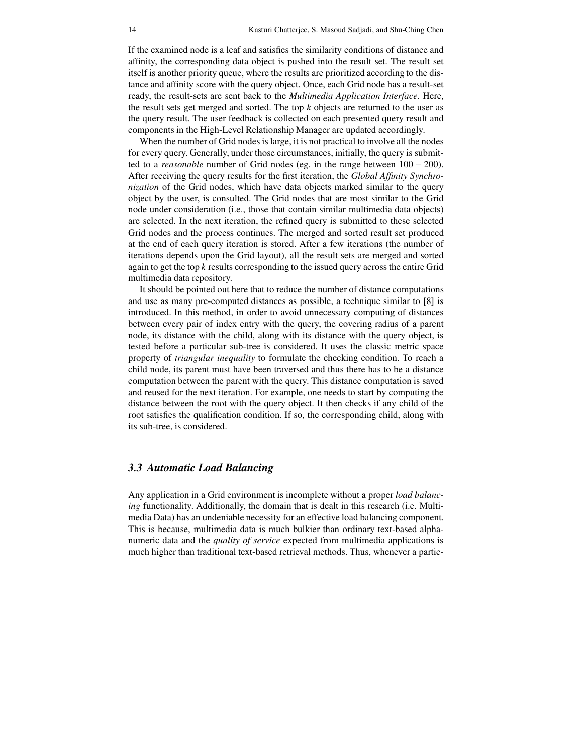If the examined node is a leaf and satisfies the similarity conditions of distance and affinity, the corresponding data object is pushed into the result set. The result set itself is another priority queue, where the results are prioritized according to the distance and affinity score with the query object. Once, each Grid node has a result-set ready, the result-sets are sent back to the *Multimedia Application Interface*. Here, the result sets get merged and sorted. The top $k$ objects are returned to the user as the query result. The user feedback is collected on each presented query result and components in the High-Level Relationship Manager are updated accordingly.

When the number of Grid nodes is large, it is not practical to involve all the nodes for every query. Generally, under those circumstances, initially, the query is submitted to a *reasonable* number of Grid nodes (eg. in the range between $100-200$). After receiving the query results for the first iteration, the *Global Affinity Synchronization* of the Grid nodes, which have data objects marked similar to the query object by the user, is consulted. The Grid nodes that are most similar to the Grid node under consideration (i.e., those that contain similar multimedia data objects) are selected. In the next iteration, the refined query is submitted to these selected Grid nodes and the process continues. The merged and sorted result set produced at the end of each query iteration is stored. After a few iterations (the number of iterations depends upon the Grid layout), all the result sets are merged and sorted again to get the top $k$ results corresponding to the issued query across the entire Grid multimedia data repository.

It should be pointed out here that to reduce the number of distance computations and use as many pre-computed distances as possible, a technique similar to [8] is introduced. In this method, in order to avoid unnecessary computing of distances between every pair of index entry with the query, the covering radius of a parent node, its distance with the child, along with its distance with the query object, is tested before a particular sub-tree is considered. It uses the classic metric space property of *triangular inequality* to formulate the checking condition. To reach a child node, its parent must have been traversed and thus there has to be a distance computation between the parent with the query. This distance computation is saved and reused for the next iteration. For example, one needs to start by computing the distance between the root with the query object. It then checks if any child of the root satisfies the qualification condition. If so, the corresponding child, along with its sub-tree, is considered.

### *3.3 Automatic Load Balancing*

Any application in a Grid environment is incomplete without a proper *load balancing* functionality. Additionally, the domain that is dealt in this research (i.e. Multimedia Data) has an undeniable necessity for an effective load balancing component. This is because, multimedia data is much bulkier than ordinary text-based alphanumeric data and the *quality of service* expected from multimedia applications is much higher than traditional text-based retrieval methods. Thus, whenever a partic-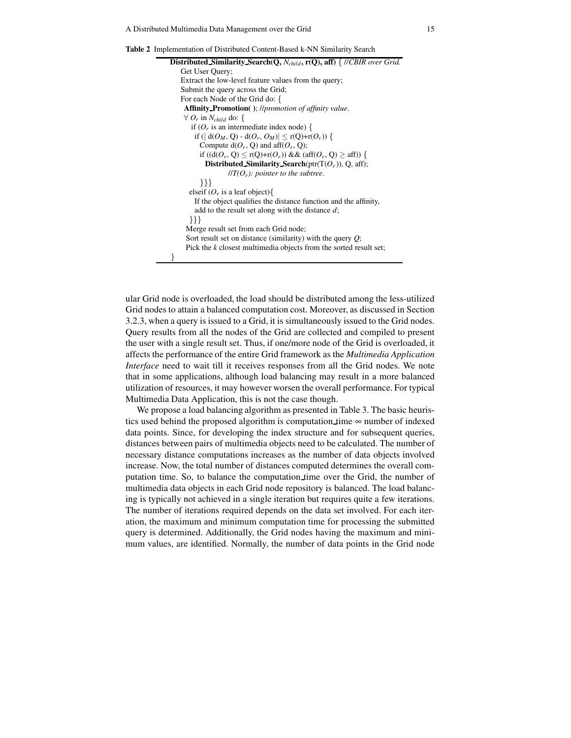**Table 2** Implementation of Distributed Content-Based k-NN Similarity Search

```
Distributed_Similarity_Search(Q, N_child, r(Q), aff) { //CBIR over Grid.
    Get User Query;
    Extract the low-level feature values from the query;
    Submit the query across the Grid;
    For each Node of the Grid do: {
     Affinity_Promotion( ); //promotion of affinity value.
     ∀ O_r in N_child do: {
       if (O_r is an intermediate index node) {
        if (| d(O_M, Q) - d(O_r, O_M)| ≤ r(Q)+r(O_r)) {
          Compute d(O_r, Q) and aff(O_r, Q);
          if ((d(O_r, Q) ≤ r(Q)+r(O_r)) && (aff(O_r, Q) ≥ aff)) {
            Distributed_Similarity_Search(ptr(T(O_r)), Q, aff);
                   //T(O_r): pointer to the subtree.
          }}}
      elseif (O_r is a leaf object){
        If the object qualifies the distance function and the affinity,
        add to the result set along with the distance d;
      }}}
     Merge result set from each Grid node;
     Sort result set on distance (similarity) with the query Q;
     Pick the k closest multimedia objects from the sorted result set;
}
```

ular Grid node is overloaded, the load should be distributed among the less-utilized Grid nodes to attain a balanced computation cost. Moreover, as discussed in Section 3.2.3, when a query is issued to a Grid, it is simultaneously issued to the Grid nodes. Query results from all the nodes of the Grid are collected and compiled to present the user with a single result set. Thus, if one/more node of the Grid is overloaded, it affects the performance of the entire Grid framework as the *Multimedia Application Interface* need to wait till it receives responses from all the Grid nodes. We note that in some applications, although load balancing may result in a more balanced utilization of resources, it may however worsen the overall performance. For typical Multimedia Data Application, this is not the case though.

We propose a load balancing algorithm as presented in Table 3. The basic heuristics used behind the proposed algorithm is computation_time $\propto$ number of indexed data points. Since, for developing the index structure and for subsequent queries, distances between pairs of multimedia objects need to be calculated. The number of necessary distance computations increases as the number of data objects involved increase. Now, the total number of distances computed determines the overall computation time. So, to balance the computation_time over the Grid, the number of multimedia data objects in each Grid node repository is balanced. The load balancing is typically not achieved in a single iteration but requires quite a few iterations. The number of iterations required depends on the data set involved. For each iteration, the maximum and minimum computation time for processing the submitted query is determined. Additionally, the Grid nodes having the maximum and minimum values, are identified. Normally, the number of data points in the Grid node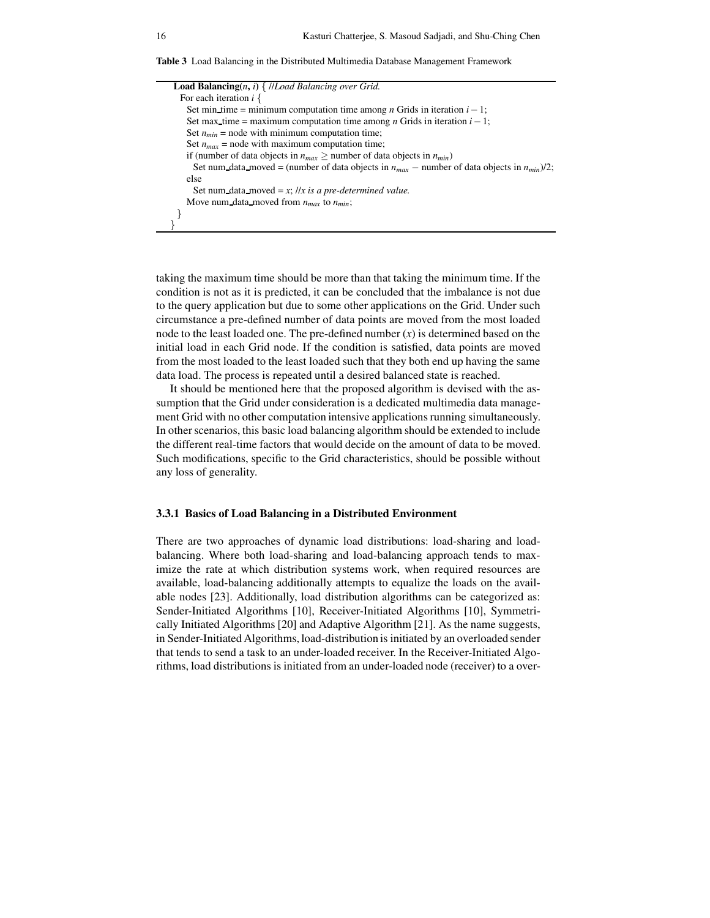**Table 3** Load Balancing in the Distributed Multimedia Database Management Framework

```
Load Balancing(n, i) { //Load Balancing over Grid.
  For each iteration i {
    Set min_time = minimum computation time among n Grids in iteration i − 1;
    Set max_time = maximum computation time among n Grids in iteration i − 1;
    Set n_min = node with minimum computation time;
    Set n_max = node with maximum computation time;
    if (number of data objects in n_max ≥ number of data objects in n_min)
      Set num_data_moved = (number of data objects in n_max − number of data objects in n_min)/2;
    else
      Set num_data_moved = x; //x is a pre-determined value.
    Move num_data_moved from n_max to n_min;
  }
}
```

taking the maximum time should be more than that taking the minimum time. If the condition is not as it is predicted, it can be concluded that the imbalance is not due to the query application but due to some other applications on the Grid. Under such circumstance a pre-defined number of data points are moved from the most loaded node to the least loaded one. The pre-defined number ($x$) is determined based on the initial load in each Grid node. If the condition is satisfied, data points are moved from the most loaded to the least loaded such that they both end up having the same data load. The process is repeated until a desired balanced state is reached.

It should be mentioned here that the proposed algorithm is devised with the assumption that the Grid under consideration is a dedicated multimedia data management Grid with no other computation intensive applications running simultaneously. In other scenarios, this basic load balancing algorithm should be extended to include the different real-time factors that would decide on the amount of data to be moved. Such modifications, specific to the Grid characteristics, should be possible without any loss of generality.

### 3.3.1 Basics of Load Balancing in a Distributed Environment

There are two approaches of dynamic load distributions: load-sharing and load-balancing. Where both load-sharing and load-balancing approach tends to maximize the rate at which distribution systems work, when required resources are available, load-balancing additionally attempts to equalize the loads on the available nodes [23]. Additionally, load distribution algorithms can be categorized as: Sender-Initiated Algorithms [10], Receiver-Initiated Algorithms [10], Symmetrically Initiated Algorithms [20] and Adaptive Algorithm [21]. As the name suggests, in Sender-Initiated Algorithms, load-distribution is initiated by an overloaded sender that tends to send a task to an under-loaded receiver. In the Receiver-Initiated Algorithms, load distributions is initiated from an under-loaded node (receiver) to a over-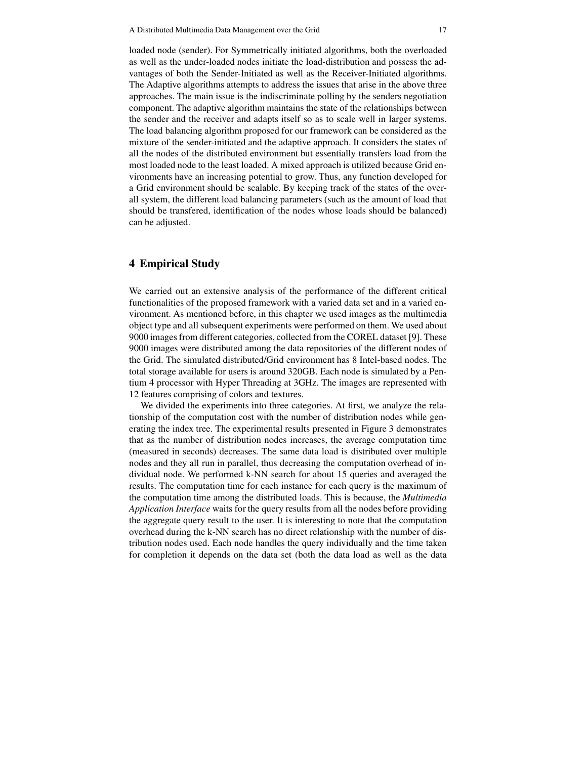loaded node (sender). For Symmetrically initiated algorithms, both the overloaded as well as the under-loaded nodes initiate the load-distribution and possess the advantages of both the Sender-Initiated as well as the Receiver-Initiated algorithms. The Adaptive algorithms attempts to address the issues that arise in the above three approaches. The main issue is the indiscriminate polling by the senders negotiation component. The adaptive algorithm maintains the state of the relationships between the sender and the receiver and adapts itself so as to scale well in larger systems. The load balancing algorithm proposed for our framework can be considered as the mixture of the sender-initiated and the adaptive approach. It considers the states of all the nodes of the distributed environment but essentially transfers load from the most loaded node to the least loaded. A mixed approach is utilized because Grid environments have an increasing potential to grow. Thus, any function developed for a Grid environment should be scalable. By keeping track of the states of the overall system, the different load balancing parameters (such as the amount of load that should be transfered, identification of the nodes whose loads should be balanced) can be adjusted.

## 4 Empirical Study

We carried out an extensive analysis of the performance of the different critical functionalities of the proposed framework with a varied data set and in a varied environment. As mentioned before, in this chapter we used images as the multimedia object type and all subsequent experiments were performed on them. We used about 9000 images from different categories, collected from the COREL dataset [9]. These 9000 images were distributed among the data repositories of the different nodes of the Grid. The simulated distributed/Grid environment has 8 Intel-based nodes. The total storage available for users is around 320GB. Each node is simulated by a Pentium 4 processor with Hyper Threading at 3GHz. The images are represented with 12 features comprising of colors and textures.

We divided the experiments into three categories. At first, we analyze the relationship of the computation cost with the number of distribution nodes while generating the index tree. The experimental results presented in Figure 3 demonstrates that as the number of distribution nodes increases, the average computation time (measured in seconds) decreases. The same data load is distributed over multiple nodes and they all run in parallel, thus decreasing the computation overhead of individual node. We performed k-NN search for about 15 queries and averaged the results. The computation time for each instance for each query is the maximum of the computation time among the distributed loads. This is because, the *Multimedia Application Interface* waits for the query results from all the nodes before providing the aggregate query result to the user. It is interesting to note that the computation overhead during the k-NN search has no direct relationship with the number of distribution nodes used. Each node handles the query individually and the time taken for completion it depends on the data set (both the data load as well as the data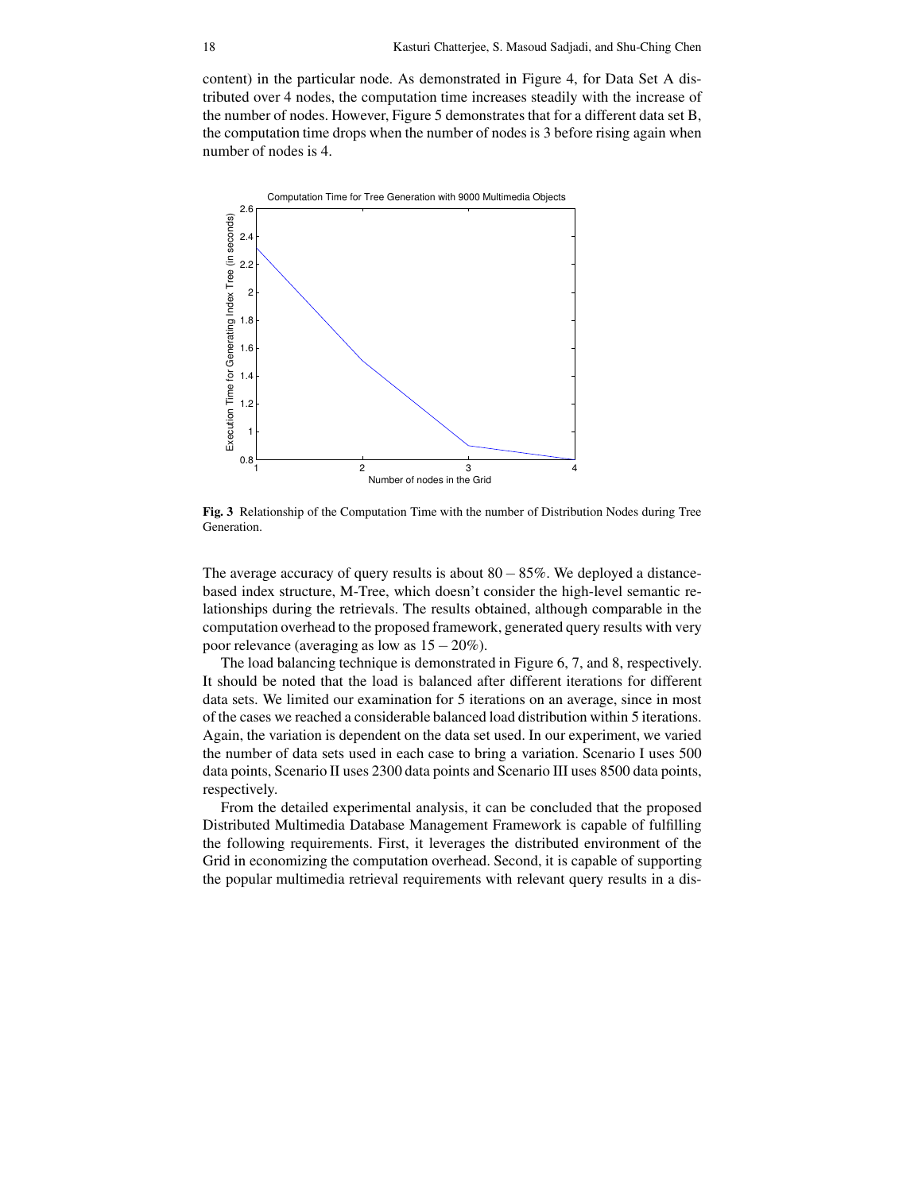content) in the particular node. As demonstrated in Figure 4, for Data Set A distributed over 4 nodes, the computation time increases steadily with the increase of the number of nodes. However, Figure 5 demonstrates that for a different data set B, the computation time drops when the number of nodes is 3 before rising again when number of nodes is 4.

**Fig. 3** Relationship of the Computation Time with the number of Distribution Nodes during Tree Generation.

The average accuracy of query results is about $80-85\%$. We deployed a distance-based index structure, M-Tree, which doesn't consider the high-level semantic relationships during the retrievals. The results obtained, although comparable in the computation overhead to the proposed framework, generated query results with very poor relevance (averaging as low as $15-20\%$).

The load balancing technique is demonstrated in Figure 6, 7, and 8, respectively. It should be noted that the load is balanced after different iterations for different data sets. We limited our examination for 5 iterations on an average, since in most of the cases we reached a considerable balanced load distribution within 5 iterations. Again, the variation is dependent on the data set used. In our experiment, we varied the number of data sets used in each case to bring a variation. Scenario I uses 500 data points, Scenario II uses 2300 data points and Scenario III uses 8500 data points, respectively.

From the detailed experimental analysis, it can be concluded that the proposed Distributed Multimedia Database Management Framework is capable of fulfilling the following requirements. First, it leverages the distributed environment of the Grid in economizing the computation overhead. Second, it is capable of supporting the popular multimedia retrieval requirements with relevant query results in a dis-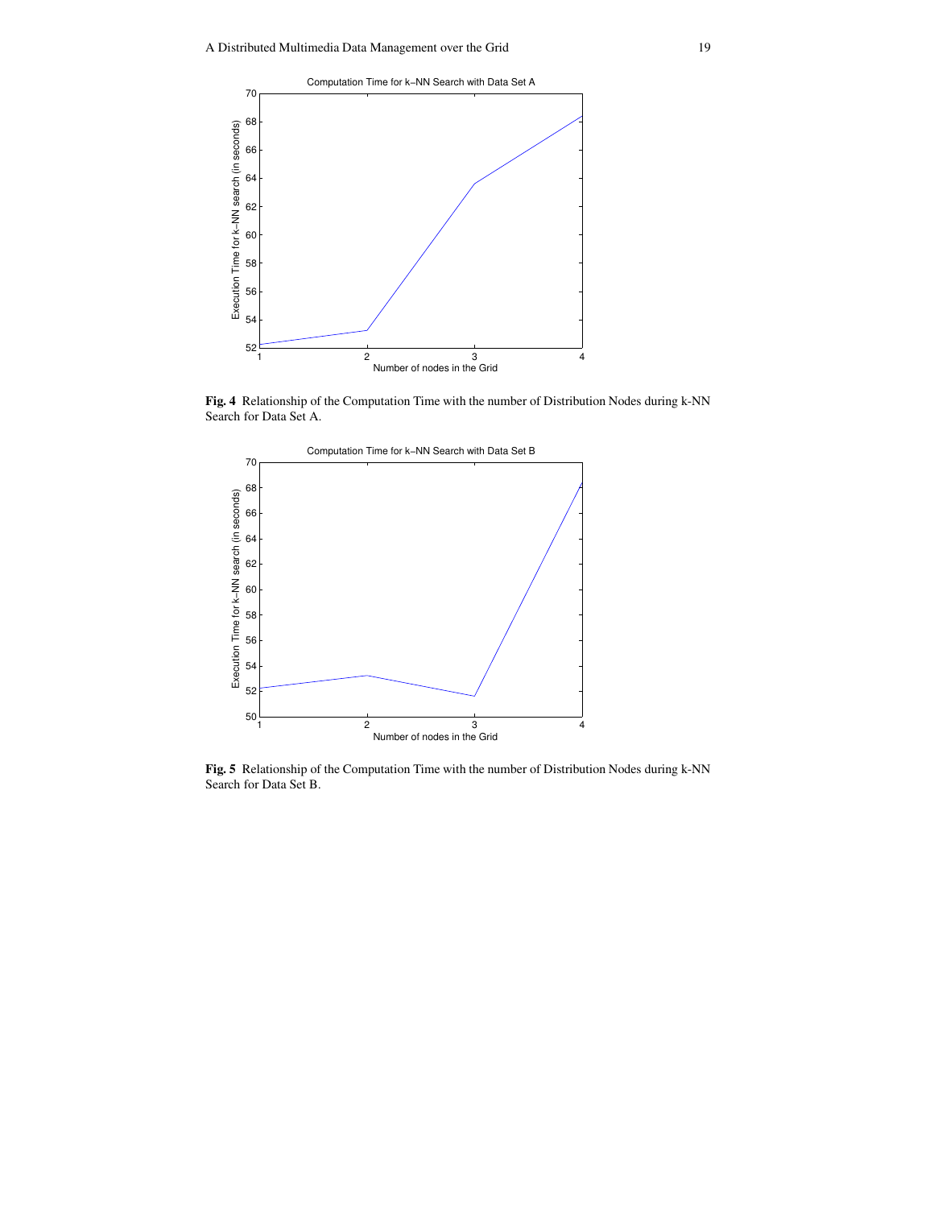**Fig. 4** Relationship of the Computation Time with the number of Distribution Nodes during k-NN Search for Data Set A.

**Fig. 5** Relationship of the Computation Time with the number of Distribution Nodes during k-NN Search for Data Set B.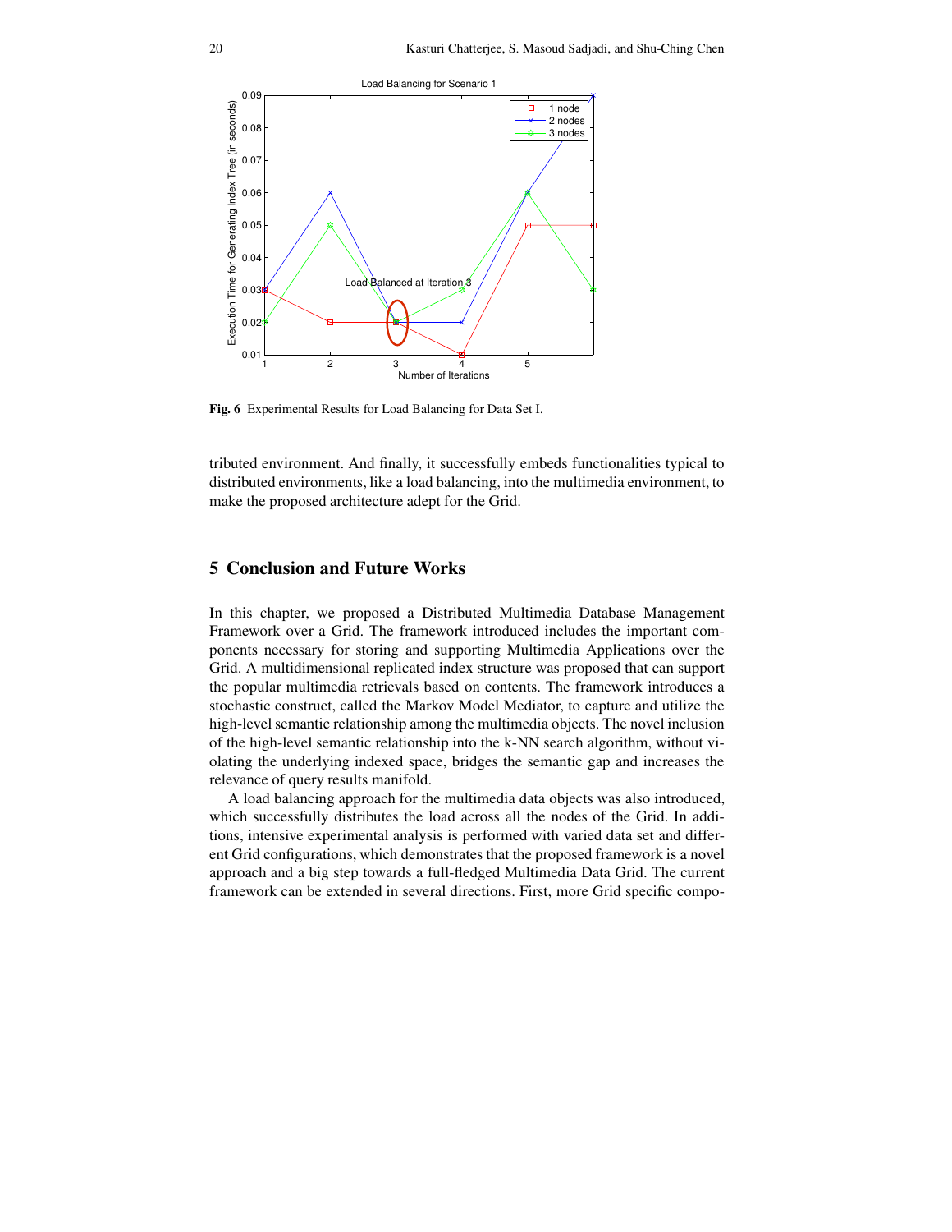Fig. 6 Experimental Results for Load Balancing for Data Set I.

tributed environment. And finally, it successfully embeds functionalities typical to distributed environments, like a load balancing, into the multimedia environment, to make the proposed architecture adept for the Grid.

## 5 Conclusion and Future Works

In this chapter, we proposed a Distributed Multimedia Database Management Framework over a Grid. The framework introduced includes the important components necessary for storing and supporting Multimedia Applications over the Grid. A multidimensional replicated index structure was proposed that can support the popular multimedia retrievals based on contents. The framework introduces a stochastic construct, called the Markov Model Mediator, to capture and utilize the high-level semantic relationship among the multimedia objects. The novel inclusion of the high-level semantic relationship into the k-NN search algorithm, without violating the underlying indexed space, bridges the semantic gap and increases the relevance of query results manifold.

A load balancing approach for the multimedia data objects was also introduced, which successfully distributes the load across all the nodes of the Grid. In additions, intensive experimental analysis is performed with varied data set and different Grid configurations, which demonstrates that the proposed framework is a novel approach and a big step towards a full-fledged Multimedia Data Grid. The current framework can be extended in several directions. First, more Grid specific compo-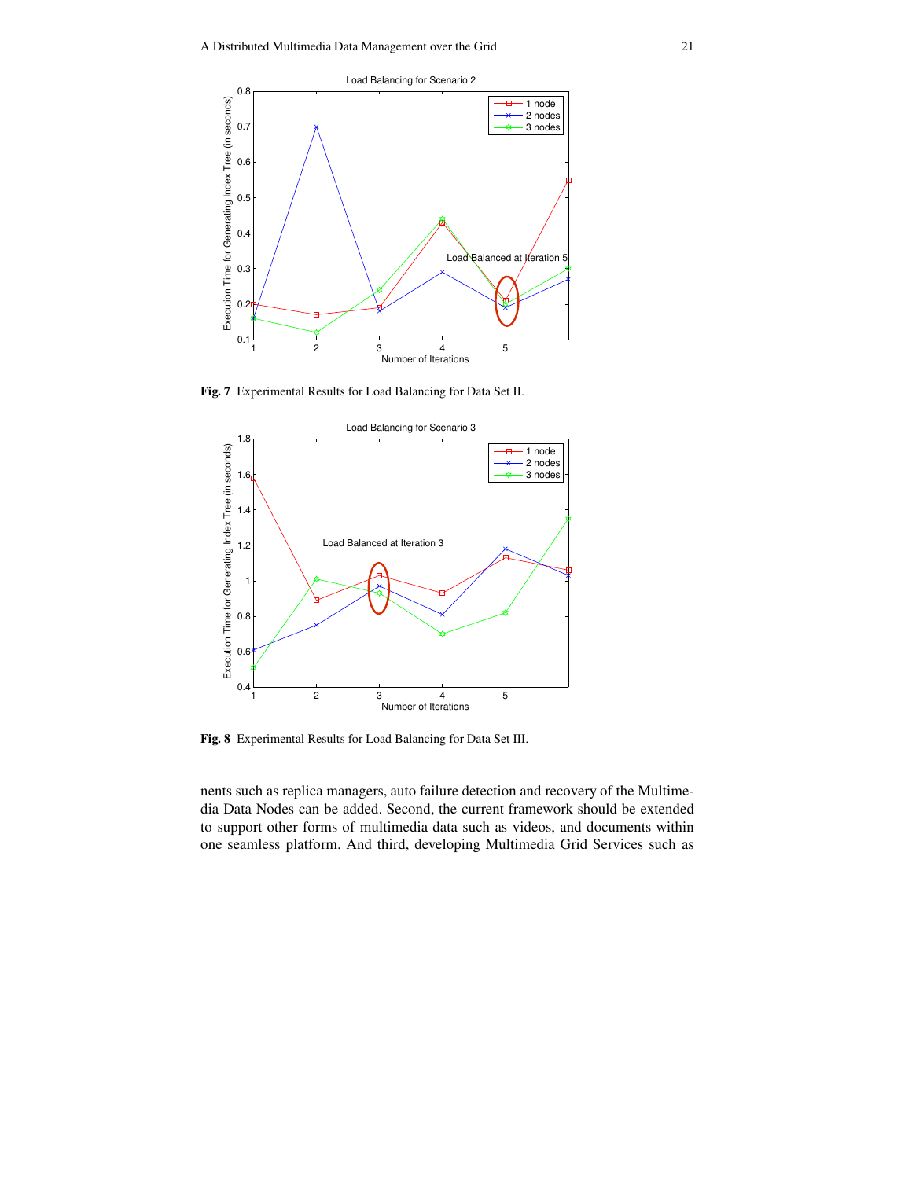**Fig. 7** Experimental Results for Load Balancing for Data Set II.

**Fig. 8** Experimental Results for Load Balancing for Data Set III.

nents such as replica managers, auto failure detection and recovery of the Multimedia Data Nodes can be added. Second, the current framework should be extended to support other forms of multimedia data such as videos, and documents within one seamless platform. And third, developing Multimedia Grid Services such as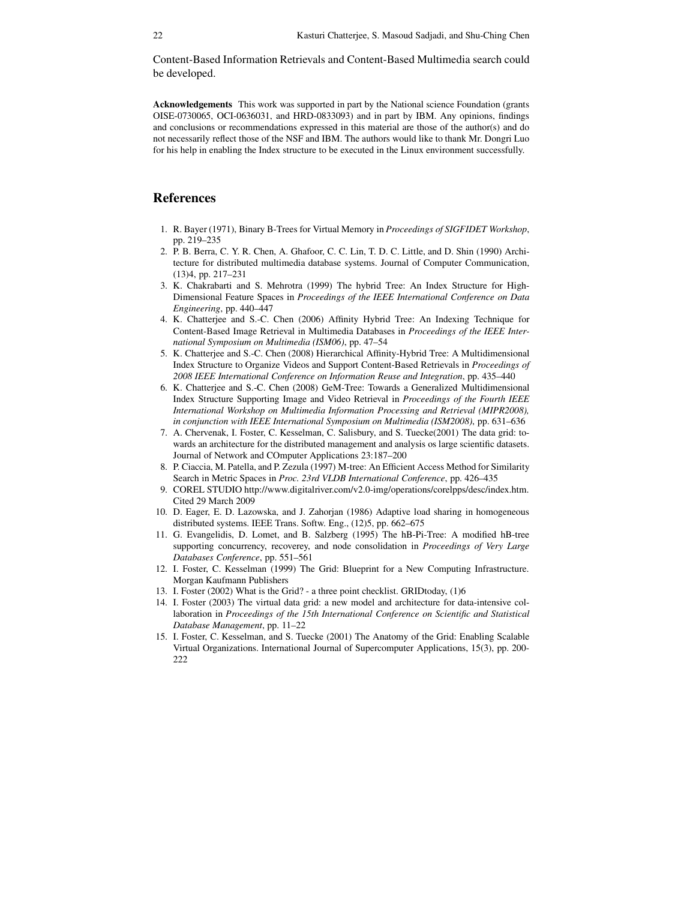Content-Based Information Retrievals and Content-Based Multimedia search could be developed.

**Acknowledgements** This work was supported in part by the National science Foundation (grants OISE-0730065, OCI-0636031, and HRD-0833093) and in part by IBM. Any opinions, findings and conclusions or recommendations expressed in this material are those of the author(s) and do not necessarily reflect those of the NSF and IBM. The authors would like to thank Mr. Dongri Luo for his help in enabling the Index structure to be executed in the Linux environment successfully.

## References

1. R. Bayer (1971), Binary B-Trees for Virtual Memory in *Proceedings of SIGFIDET Workshop*, pp. 219–235
2. P. B. Berra, C. Y. R. Chen, A. Ghafoor, C. C. Lin, T. D. C. Little, and D. Shin (1990) Architecture for distributed multimedia database systems. Journal of Computer Communication, (13)4, pp. 217–231
3. K. Chakrabarti and S. Mehrotra (1999) The hybrid Tree: An Index Structure for High-Dimensional Feature Spaces in *Proceedings of the IEEE International Conference on Data Engineering*, pp. 440–447
4. K. Chatterjee and S.-C. Chen (2006) Affinity Hybrid Tree: An Indexing Technique for Content-Based Image Retrieval in Multimedia Databases in *Proceedings of the IEEE International Symposium on Multimedia (ISM06)*, pp. 47–54
5. K. Chatterjee and S.-C. Chen (2008) Hierarchical Affinity-Hybrid Tree: A Multidimensional Index Structure to Organize Videos and Support Content-Based Retrievals in *Proceedings of 2008 IEEE International Conference on Information Reuse and Integration*, pp. 435–440
6. K. Chatterjee and S.-C. Chen (2008) GeM-Tree: Towards a Generalized Multidimensional Index Structure Supporting Image and Video Retrieval in *Proceedings of the Fourth IEEE International Workshop on Multimedia Information Processing and Retrieval (MIPR2008), in conjunction with IEEE International Symposium on Multimedia (ISM2008)*, pp. 631–636
7. A. Chervenak, I. Foster, C. Kesselman, C. Salisbury, and S. Tuecke(2001) The data grid: towards an architecture for the distributed management and analysis os large scientific datasets. Journal of Network and COmputer Applications 23:187–200
8. P. Ciaccia, M. Patella, and P. Zezula (1997) M-tree: An Efficient Access Method for Similarity Search in Metric Spaces in *Proc. 23rd VLDB International Conference*, pp. 426–435
9. COREL STUDIO http://www.digitalriver.com/v2.0-img/operations/corelpps/desc/index.htm. Cited 29 March 2009
10. D. Eager, E. D. Lazowska, and J. Zahorjan (1986) Adaptive load sharing in homogeneous distributed systems. IEEE Trans. Softw. Eng., (12)5, pp. 662–675
11. G. Evangelidis, D. Lomet, and B. Salzberg (1995) The hB-Pi-Tree: A modified hB-tree supporting concurrency, recoverey, and node consolidation in *Proceedings of Very Large Databases Conference*, pp. 551–561
12. I. Foster, C. Kesselman (1999) The Grid: Blueprint for a New Computing Infrastructure. Morgan Kaufmann Publishers
13. I. Foster (2002) What is the Grid? - a three point checklist. GRIDtoday, (1)6
14. I. Foster (2003) The virtual data grid: a new model and architecture for data-intensive collaboration in *Proceedings of the 15th International Conference on Scientific and Statistical Database Management*, pp. 11–22
15. I. Foster, C. Kesselman, and S. Tuecke (2001) The Anatomy of the Grid: Enabling Scalable Virtual Organizations. International Journal of Supercomputer Applications, 15(3), pp. 200-222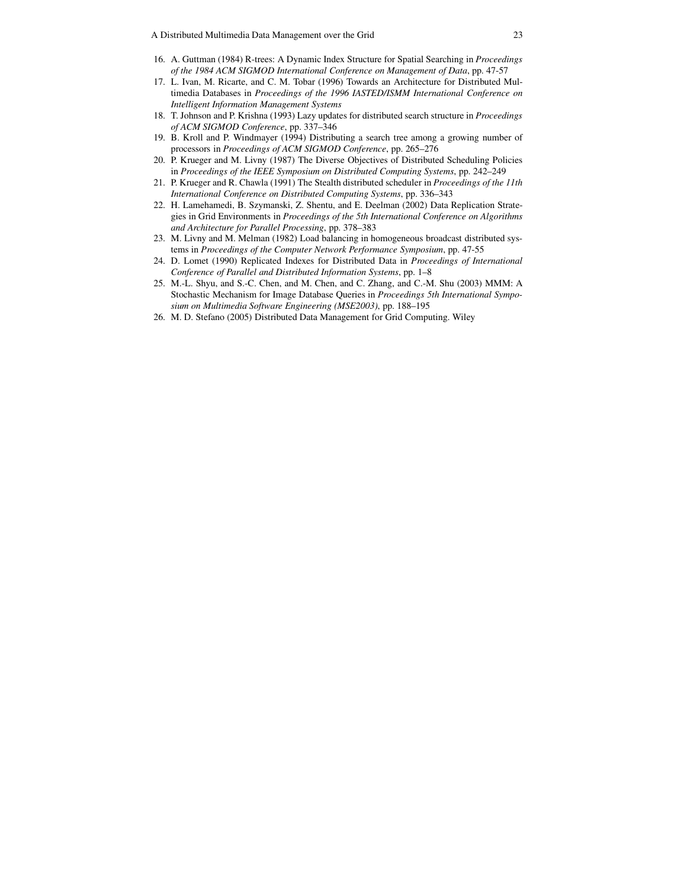16. A. Guttman (1984) R-trees: A Dynamic Index Structure for Spatial Searching in *Proceedings of the 1984 ACM SIGMOD International Conference on Management of Data*, pp. 47-57
17. L. Ivan, M. Ricarte, and C. M. Tobar (1996) Towards an Architecture for Distributed Multimedia Databases in *Proceedings of the 1996 IASTED/ISMM International Conference on Intelligent Information Management Systems*
18. T. Johnson and P. Krishna (1993) Lazy updates for distributed search structure in *Proceedings of ACM SIGMOD Conference*, pp. 337–346
19. B. Kroll and P. Windmayer (1994) Distributing a search tree among a growing number of processors in *Proceedings of ACM SIGMOD Conference*, pp. 265–276
20. P. Krueger and M. Livny (1987) The Diverse Objectives of Distributed Scheduling Policies in *Proceedings of the IEEE Symposium on Distributed Computing Systems*, pp. 242–249
21. P. Krueger and R. Chawla (1991) The Stealth distributed scheduler in *Proceedings of the 11th International Conference on Distributed Computing Systems*, pp. 336–343
22. H. Lamehamedi, B. Szymanski, Z. Shentu, and E. Deelman (2002) Data Replication Strategies in Grid Environments in *Proceedings of the 5th International Conference on Algorithms and Architecture for Parallel Processing*, pp. 378–383
23. M. Livny and M. Melman (1982) Load balancing in homogeneous broadcast distributed systems in *Proceedings of the Computer Network Performance Symposium*, pp. 47-55
24. D. Lomet (1990) Replicated Indexes for Distributed Data in *Proceedings of International Conference of Parallel and Distributed Information Systems*, pp. 1–8
25. M.-L. Shyu, and S.-C. Chen, and M. Chen, and C. Zhang, and C.-M. Shu (2003) MMM: A Stochastic Mechanism for Image Database Queries in *Proceedings 5th International Symposium on Multimedia Software Engineering (MSE2003)*, pp. 188–195
26. M. D. Stefano (2005) Distributed Data Management for Grid Computing. Wiley